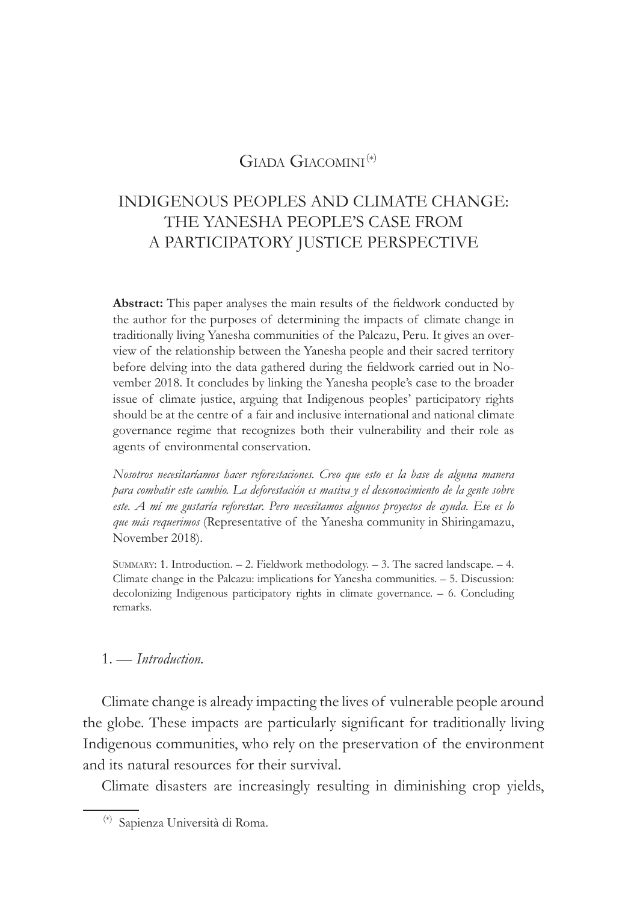Giada Giacomini[(*)]

# INDIGENOUS PEOPLES AND CLIMATE CHANGE: THE YANESHA PEOPLE'S CASE FROM A PARTICIPATORY JUSTICE PERSPECTIVE

**Abstract:** This paper analyses the main results of the fieldwork conducted by the author for the purposes of determining the impacts of climate change in traditionally living Yanesha communities of the Palcazu, Peru. It gives an overview of the relationship between the Yanesha people and their sacred territory before delving into the data gathered during the fieldwork carried out in November 2018. It concludes by linking the Yanesha people's case to the broader issue of climate justice, arguing that Indigenous peoples' participatory rights should be at the centre of a fair and inclusive international and national climate governance regime that recognizes both their vulnerability and their role as agents of environmental conservation.

*Nosotros necesitaríamos hacer reforestaciones. Creo que esto es la base de alguna manera para combatir este cambio. La deforestación es masiva y el desconocimiento de la gente sobre este. A mí me gustaría reforestar. Pero necesitamos algunos proyectos de ayuda. Ese es lo que más requerimos* (Representative of the Yanesha community in Shiringamazu, November 2018).

Summary: 1. Introduction. – 2. Fieldwork methodology. – 3. The sacred landscape. – 4. Climate change in the Palcazu: implications for Yanesha communities. – 5. Discussion: decolonizing Indigenous participatory rights in climate governance. – 6. Concluding remarks.

## 1. — *Introduction.*

Climate change is already impacting the lives of vulnerable people around the globe. These impacts are particularly significant for traditionally living Indigenous communities, who rely on the preservation of the environment and its natural resources for their survival.

Climate disasters are increasingly resulting in diminishing crop yields,

(*) Sapienza Università di Roma.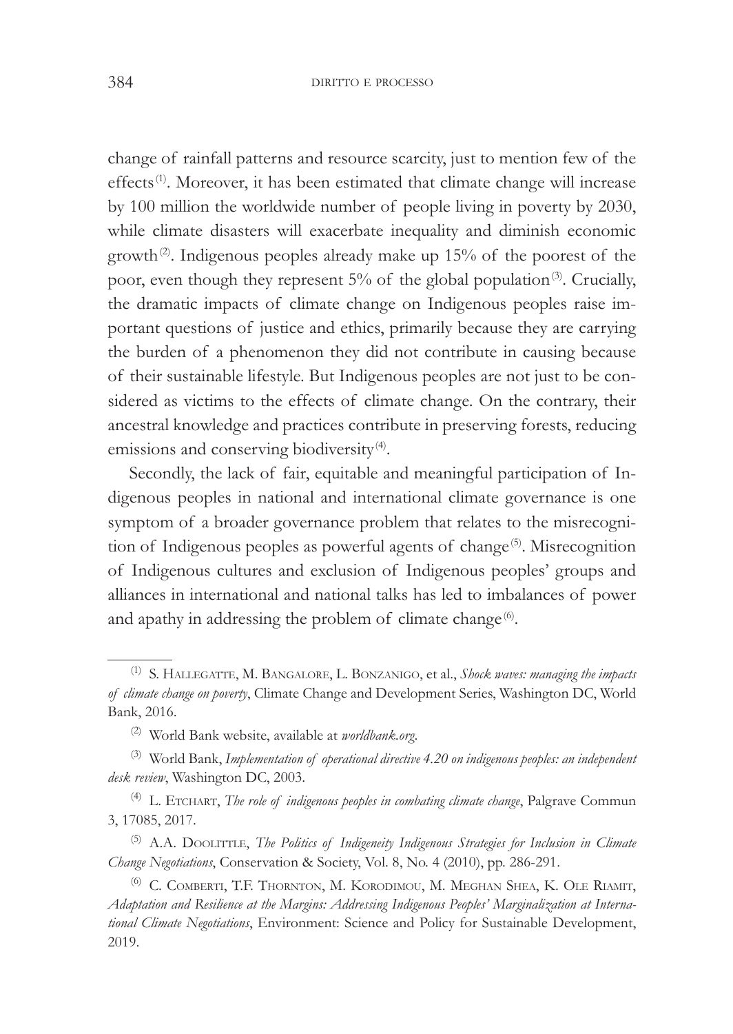change of rainfall patterns and resource scarcity, just to mention few of the effects[1]. Moreover, it has been estimated that climate change will increase by 100 million the worldwide number of people living in poverty by 2030, while climate disasters will exacerbate inequality and diminish economic growth[2]. Indigenous peoples already make up 15% of the poorest of the poor, even though they represent 5% of the global population[3]. Crucially, the dramatic impacts of climate change on Indigenous peoples raise important questions of justice and ethics, primarily because they are carrying the burden of a phenomenon they did not contribute in causing because of their sustainable lifestyle. But Indigenous peoples are not just to be considered as victims to the effects of climate change. On the contrary, their ancestral knowledge and practices contribute in preserving forests, reducing emissions and conserving biodiversity[4].

Secondly, the lack of fair, equitable and meaningful participation of Indigenous peoples in national and international climate governance is one symptom of a broader governance problem that relates to the misrecognition of Indigenous peoples as powerful agents of change[5]. Misrecognition of Indigenous cultures and exclusion of Indigenous peoples' groups and alliances in international and national talks has led to imbalances of power and apathy in addressing the problem of climate change[6].

---

[1] S. Hallegatte, M. Bangalore, L. Bonzanigo, et al., *Shock waves: managing the impacts of climate change on poverty*, Climate Change and Development Series, Washington DC, World Bank, 2016.

[2] World Bank website, available at *worldbank.org*.

[3] World Bank, *Implementation of operational directive 4.20 on indigenous peoples: an independent desk review*, Washington DC, 2003.

[4] L. Etchart, *The role of indigenous peoples in combating climate change*, Palgrave Commun 3, 17085, 2017.

[5] A.A. Doolittle, *The Politics of Indigeneity Indigenous Strategies for Inclusion in Climate Change Negotiations*, Conservation & Society, Vol. 8, No. 4 (2010), pp. 286-291.

[6] C. Comberti, T.F. Thornton, M. Korodimou, M. Meghan Shea, K. Ole Riamit, *Adaptation and Resilience at the Margins: Addressing Indigenous Peoples' Marginalization at International Climate Negotiations*, Environment: Science and Policy for Sustainable Development, 2019.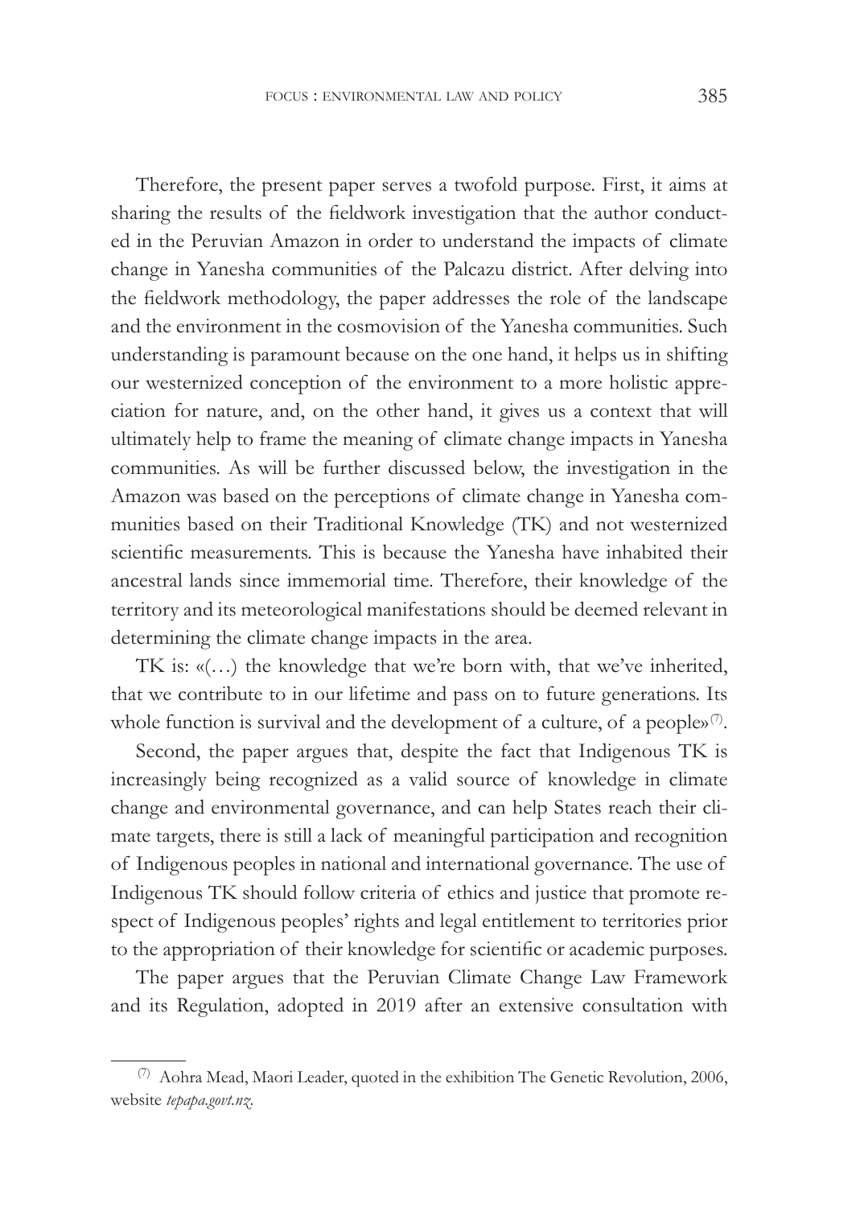Therefore, the present paper serves a twofold purpose. First, it aims at sharing the results of the fieldwork investigation that the author conducted in the Peruvian Amazon in order to understand the impacts of climate change in Yanesha communities of the Palcazu district. After delving into the fieldwork methodology, the paper addresses the role of the landscape and the environment in the cosmovision of the Yanesha communities. Such understanding is paramount because on the one hand, it helps us in shifting our westernized conception of the environment to a more holistic appreciation for nature, and, on the other hand, it gives us a context that will ultimately help to frame the meaning of climate change impacts in Yanesha communities. As will be further discussed below, the investigation in the Amazon was based on the perceptions of climate change in Yanesha communities based on their Traditional Knowledge (TK) and not westernized scientific measurements. This is because the Yanesha have inhabited their ancestral lands since immemorial time. Therefore, their knowledge of the territory and its meteorological manifestations should be deemed relevant in determining the climate change impacts in the area.

TK is: «(…) the knowledge that we're born with, that we've inherited, that we contribute to in our lifetime and pass on to future generations. Its whole function is survival and the development of a culture, of a people»[(7)].

Second, the paper argues that, despite the fact that Indigenous TK is increasingly being recognized as a valid source of knowledge in climate change and environmental governance, and can help States reach their climate targets, there is still a lack of meaningful participation and recognition of Indigenous peoples in national and international governance. The use of Indigenous TK should follow criteria of ethics and justice that promote respect of Indigenous peoples' rights and legal entitlement to territories prior to the appropriation of their knowledge for scientific or academic purposes.

The paper argues that the Peruvian Climate Change Law Framework and its Regulation, adopted in 2019 after an extensive consultation with

---

[(7)] Aohra Mead, Maori Leader, quoted in the exhibition The Genetic Revolution, 2006, website *tepapa.govt.nz*.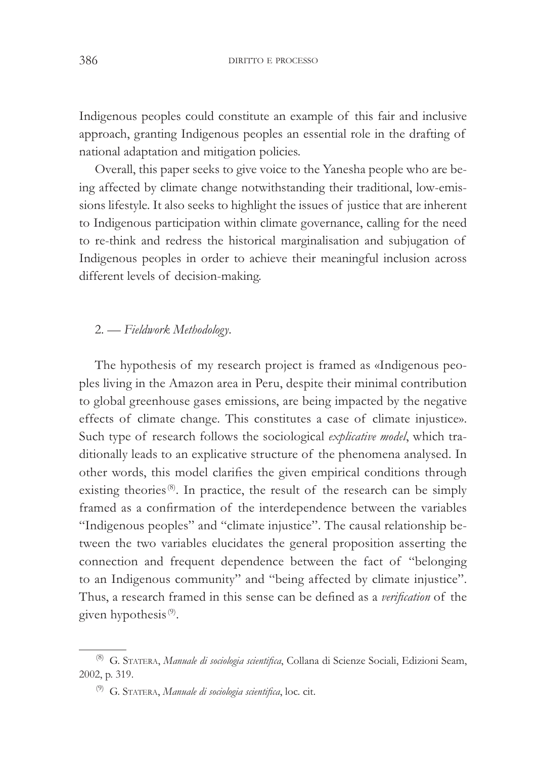Indigenous peoples could constitute an example of this fair and inclusive approach, granting Indigenous peoples an essential role in the drafting of national adaptation and mitigation policies.

Overall, this paper seeks to give voice to the Yanesha people who are being affected by climate change notwithstanding their traditional, low-emissions lifestyle. It also seeks to highlight the issues of justice that are inherent to Indigenous participation within climate governance, calling for the need to re-think and redress the historical marginalisation and subjugation of Indigenous peoples in order to achieve their meaningful inclusion across different levels of decision-making.

## 2. — *Fieldwork Methodology.*

The hypothesis of my research project is framed as «Indigenous peoples living in the Amazon area in Peru, despite their minimal contribution to global greenhouse gases emissions, are being impacted by the negative effects of climate change. This constitutes a case of climate injustice». Such type of research follows the sociological *explicative model*, which traditionally leads to an explicative structure of the phenomena analysed. In other words, this model clarifies the given empirical conditions through existing theories[8]. In practice, the result of the research can be simply framed as a confirmation of the interdependence between the variables "Indigenous peoples" and "climate injustice". The causal relationship between the two variables elucidates the general proposition asserting the connection and frequent dependence between the fact of "belonging to an Indigenous community" and "being affected by climate injustice". Thus, a research framed in this sense can be defined as a *verification* of the given hypothesis[9].

---

[8] G. Statera, *Manuale di sociologia scientifica*, Collana di Scienze Sociali, Edizioni Seam, 2002, p. 319.

[9] G. Statera, *Manuale di sociologia scientifica*, loc. cit.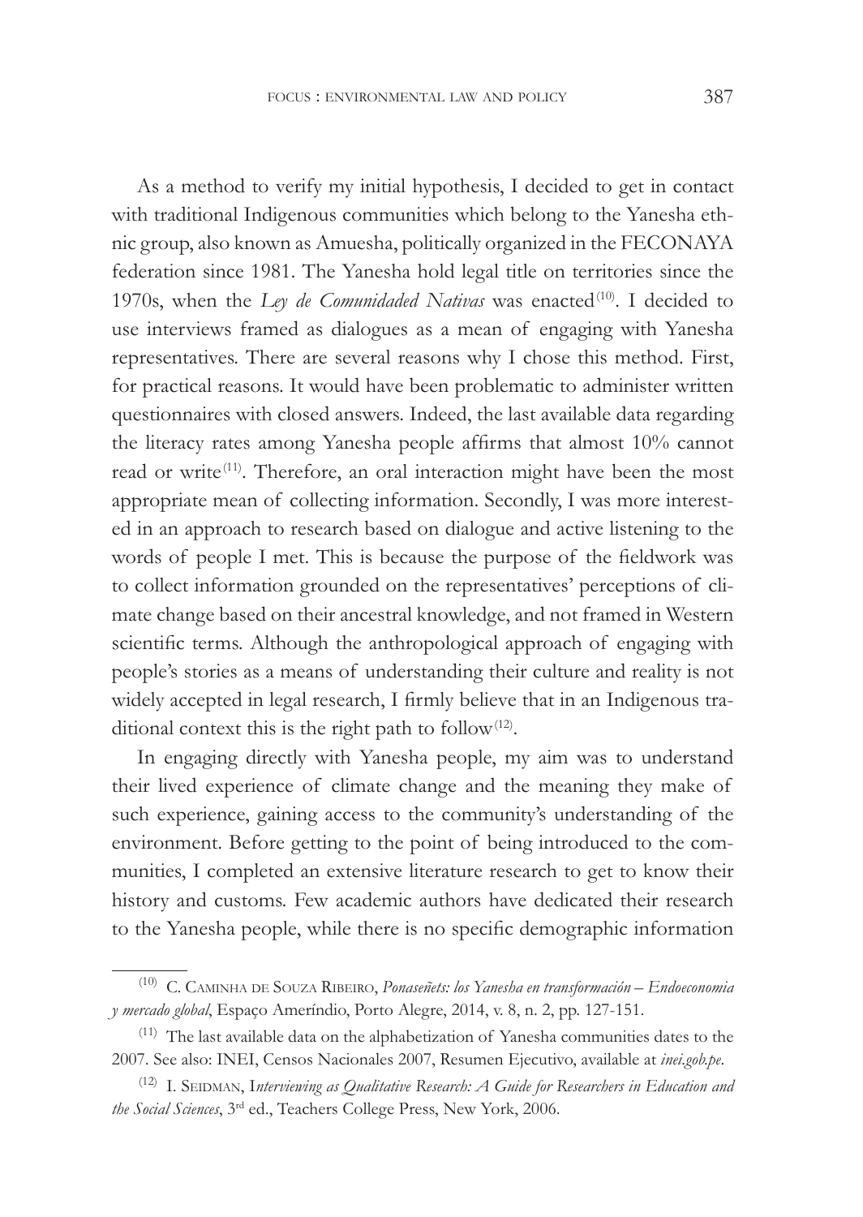As a method to verify my initial hypothesis, I decided to get in contact with traditional Indigenous communities which belong to the Yanesha ethnic group, also known as Amuesha, politically organized in the FECONAYA federation since 1981. The Yanesha hold legal title on territories since the 1970s, when the *Ley de Comunidaded Nativas* was enacted[10]. I decided to use interviews framed as dialogues as a mean of engaging with Yanesha representatives. There are several reasons why I chose this method. First, for practical reasons. It would have been problematic to administer written questionnaires with closed answers. Indeed, the last available data regarding the literacy rates among Yanesha people affirms that almost 10% cannot read or write[11]. Therefore, an oral interaction might have been the most appropriate mean of collecting information. Secondly, I was more interested in an approach to research based on dialogue and active listening to the words of people I met. This is because the purpose of the fieldwork was to collect information grounded on the representatives' perceptions of climate change based on their ancestral knowledge, and not framed in Western scientific terms. Although the anthropological approach of engaging with people's stories as a means of understanding their culture and reality is not widely accepted in legal research, I firmly believe that in an Indigenous traditional context this is the right path to follow[12].

In engaging directly with Yanesha people, my aim was to understand their lived experience of climate change and the meaning they make of such experience, gaining access to the community's understanding of the environment. Before getting to the point of being introduced to the communities, I completed an extensive literature research to get to know their history and customs. Few academic authors have dedicated their research to the Yanesha people, while there is no specific demographic information

---

[10] C. Caminha de Souza Ribeiro, *Ponaseñets: los Yanesha en transformación – Endoeconomia y mercado global*, Espaço Ameríndio, Porto Alegre, 2014, v. 8, n. 2, pp. 127-151.

[11] The last available data on the alphabetization of Yanesha communities dates to the 2007. See also: INEI, Censos Nacionales 2007, Resumen Ejecutivo, available at *inei.gob.pe*.

[12] I. Seidman, I*nterviewing as Qualitative Research: A Guide for Researchers in Education and the Social Sciences*, 3rd ed., Teachers College Press, New York, 2006.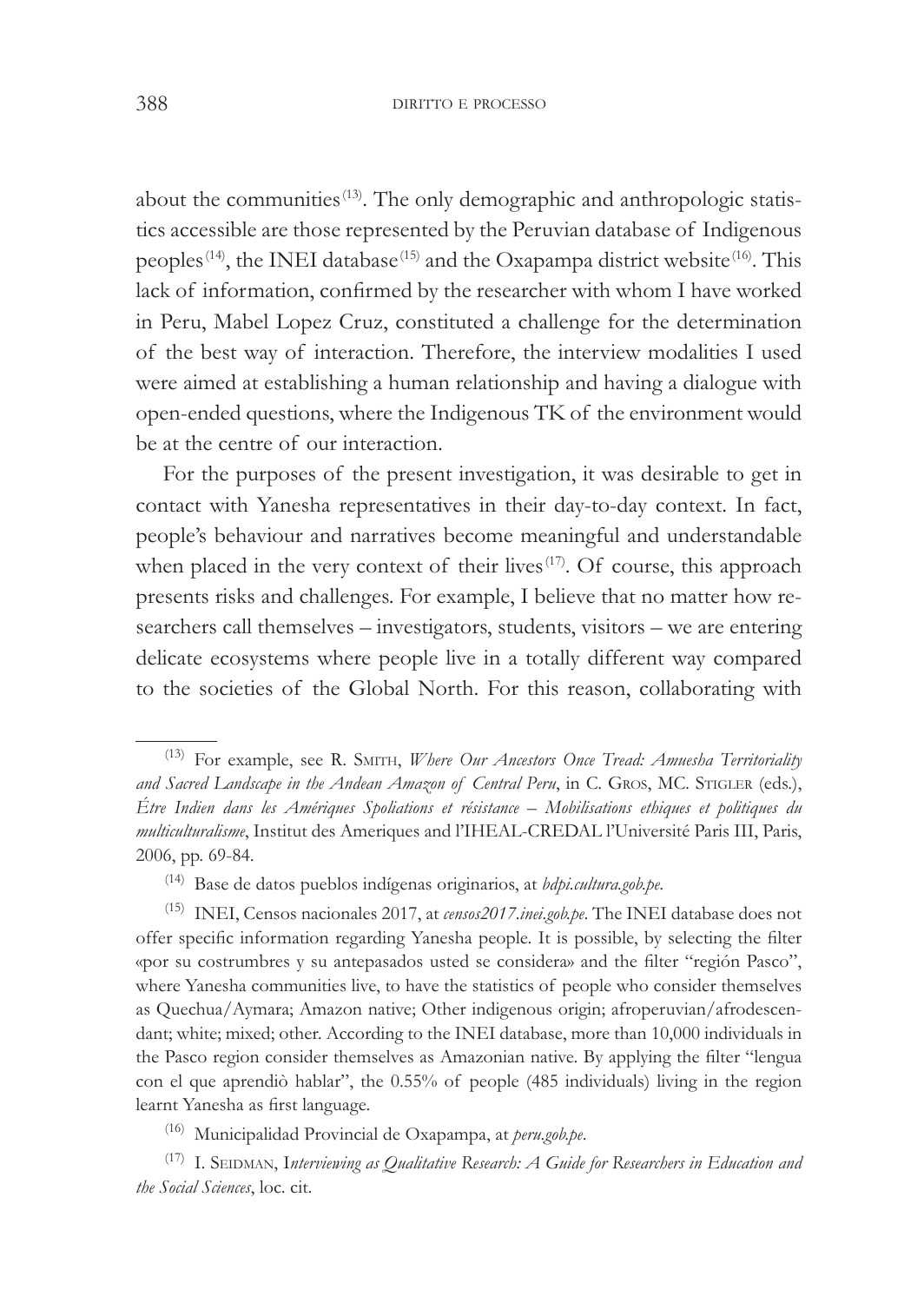about the communities [13]. The only demographic and anthropologic statistics accessible are those represented by the Peruvian database of Indigenous peoples [14], the INEI database [15] and the Oxapampa district website [16]. This lack of information, confirmed by the researcher with whom I have worked in Peru, Mabel Lopez Cruz, constituted a challenge for the determination of the best way of interaction. Therefore, the interview modalities I used were aimed at establishing a human relationship and having a dialogue with open-ended questions, where the Indigenous TK of the environment would be at the centre of our interaction.

For the purposes of the present investigation, it was desirable to get in contact with Yanesha representatives in their day-to-day context. In fact, people's behaviour and narratives become meaningful and understandable when placed in the very context of their lives [17]. Of course, this approach presents risks and challenges. For example, I believe that no matter how researchers call themselves – investigators, students, visitors – we are entering delicate ecosystems where people live in a totally different way compared to the societies of the Global North. For this reason, collaborating with

---

(13) For example, see R. Smith, *Where Our Ancestors Once Tread: Amuesha Territoriality and Sacred Landscape in the Andean Amazon of Central Peru*, in C. Gros, MC. Stigler (eds.), *Être Indien dans les Amériques Spoliations et résistance – Mobilisations ethiques et politiques du multiculturalisme*, Institut des Ameriques and l'IHEAL-CREDAL l'Université Paris III, Paris, 2006, pp. 69-84.

(14) Base de datos pueblos indígenas originarios, at *bdpi.cultura.gob.pe*.

(15) INEI, Censos nacionales 2017, at *censos2017.inei.gob.pe*. The INEI database does not offer specific information regarding Yanesha people. It is possible, by selecting the filter «por su costrumbres y su antepasados usted se considera» and the filter "región Pasco", where Yanesha communities live, to have the statistics of people who consider themselves as Quechua/Aymara; Amazon native; Other indigenous origin; afroperuvian/afrodescendant; white; mixed; other. According to the INEI database, more than 10,000 individuals in the Pasco region consider themselves as Amazonian native. By applying the filter "lengua con el que aprendiò hablar", the 0.55% of people (485 individuals) living in the region learnt Yanesha as first language.

(16) Municipalidad Provincial de Oxapampa, at *peru.gob.pe*.

(17) I. Seidman, I*nterviewing as Qualitative Research: A Guide for Researchers in Education and the Social Sciences*, loc. cit.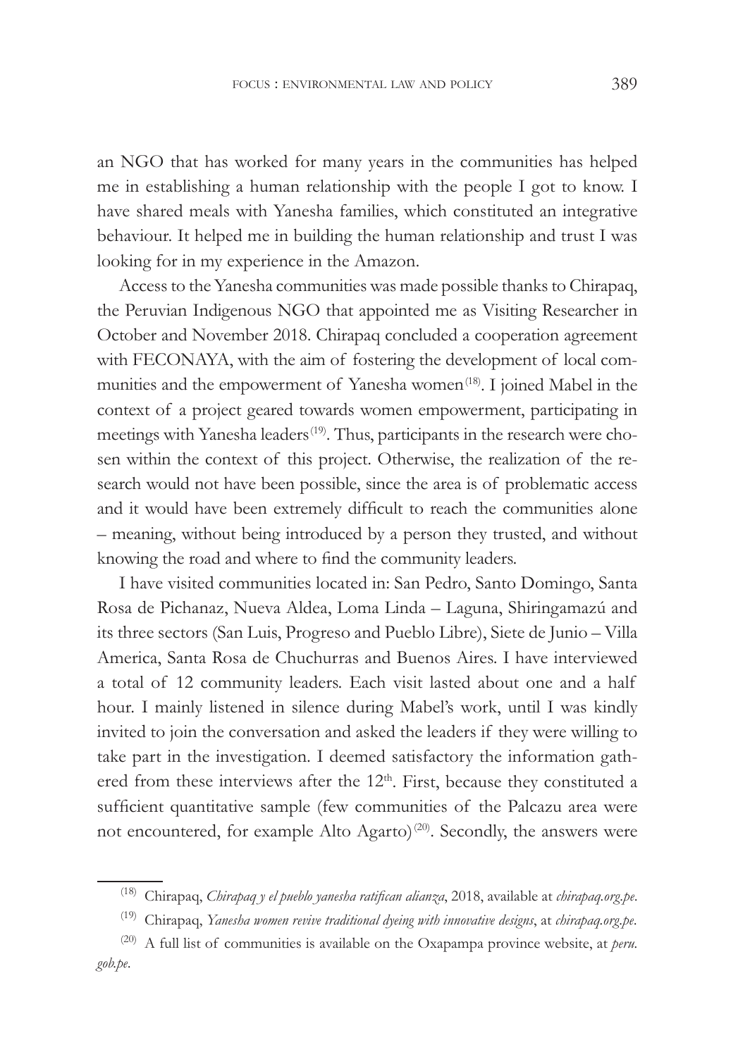an NGO that has worked for many years in the communities has helped me in establishing a human relationship with the people I got to know. I have shared meals with Yanesha families, which constituted an integrative behaviour. It helped me in building the human relationship and trust I was looking for in my experience in the Amazon.

Access to the Yanesha communities was made possible thanks to Chirapaq, the Peruvian Indigenous NGO that appointed me as Visiting Researcher in October and November 2018. Chirapaq concluded a cooperation agreement with FECONAYA, with the aim of fostering the development of local communities and the empowerment of Yanesha women[18]. I joined Mabel in the context of a project geared towards women empowerment, participating in meetings with Yanesha leaders[19]. Thus, participants in the research were chosen within the context of this project. Otherwise, the realization of the research would not have been possible, since the area is of problematic access and it would have been extremely difficult to reach the communities alone – meaning, without being introduced by a person they trusted, and without knowing the road and where to find the community leaders.

I have visited communities located in: San Pedro, Santo Domingo, Santa Rosa de Pichanaz, Nueva Aldea, Loma Linda – Laguna, Shiringamazú and its three sectors (San Luis, Progreso and Pueblo Libre), Siete de Junio – Villa America, Santa Rosa de Chuchurras and Buenos Aires. I have interviewed a total of 12 community leaders. Each visit lasted about one and a half hour. I mainly listened in silence during Mabel's work, until I was kindly invited to join the conversation and asked the leaders if they were willing to take part in the investigation. I deemed satisfactory the information gathered from these interviews after the 12th. First, because they constituted a sufficient quantitative sample (few communities of the Palcazu area were not encountered, for example Alto Agarto)[20]. Secondly, the answers were

---

[18] Chirapaq, *Chirapaq y el pueblo yanesha ratifican alianza*, 2018, available at *chirapaq.org.pe*.

[19] Chirapaq, *Yanesha women revive traditional dyeing with innovative designs*, at *chirapaq.org.pe*.

[20] A full list of communities is available on the Oxapampa province website, at *peru.gob.pe*.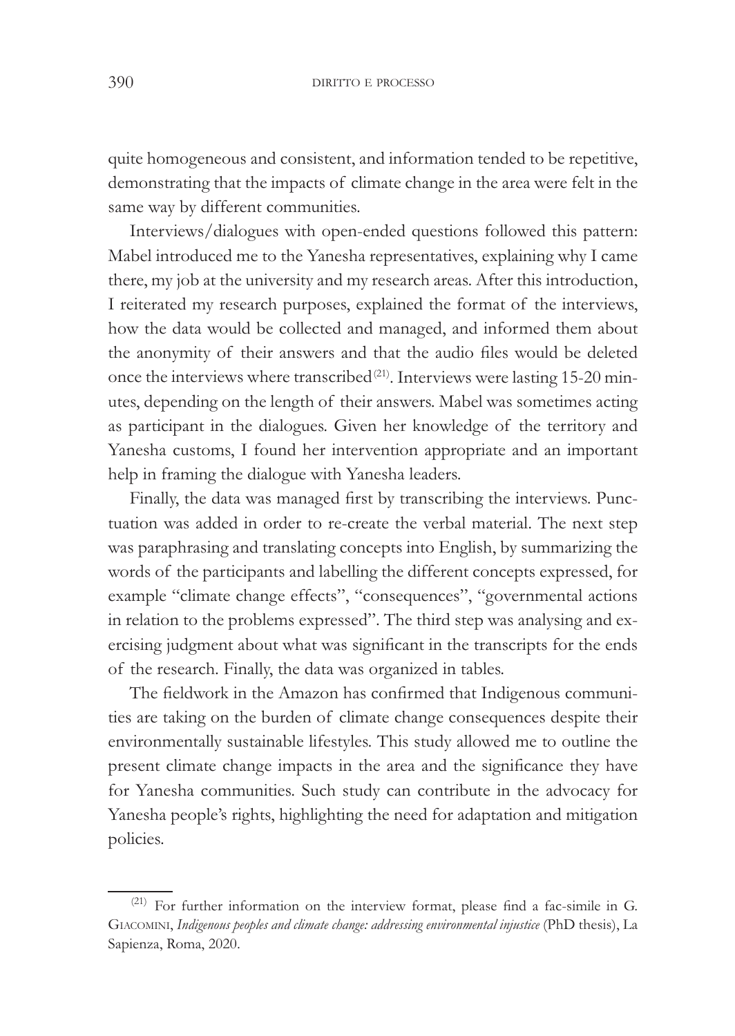quite homogeneous and consistent, and information tended to be repetitive, demonstrating that the impacts of climate change in the area were felt in the same way by different communities.

Interviews/dialogues with open-ended questions followed this pattern: Mabel introduced me to the Yanesha representatives, explaining why I came there, my job at the university and my research areas. After this introduction, I reiterated my research purposes, explained the format of the interviews, how the data would be collected and managed, and informed them about the anonymity of their answers and that the audio files would be deleted once the interviews where transcribed[21]. Interviews were lasting 15-20 minutes, depending on the length of their answers. Mabel was sometimes acting as participant in the dialogues. Given her knowledge of the territory and Yanesha customs, I found her intervention appropriate and an important help in framing the dialogue with Yanesha leaders.

Finally, the data was managed first by transcribing the interviews. Punctuation was added in order to re-create the verbal material. The next step was paraphrasing and translating concepts into English, by summarizing the words of the participants and labelling the different concepts expressed, for example "climate change effects", "consequences", "governmental actions in relation to the problems expressed". The third step was analysing and exercising judgment about what was significant in the transcripts for the ends of the research. Finally, the data was organized in tables.

The fieldwork in the Amazon has confirmed that Indigenous communities are taking on the burden of climate change consequences despite their environmentally sustainable lifestyles. This study allowed me to outline the present climate change impacts in the area and the significance they have for Yanesha communities. Such study can contribute in the advocacy for Yanesha people's rights, highlighting the need for adaptation and mitigation policies.

---

[21] For further information on the interview format, please find a fac-simile in G. Giacomini, *Indigenous peoples and climate change: addressing environmental injustice* (PhD thesis), La Sapienza, Roma, 2020.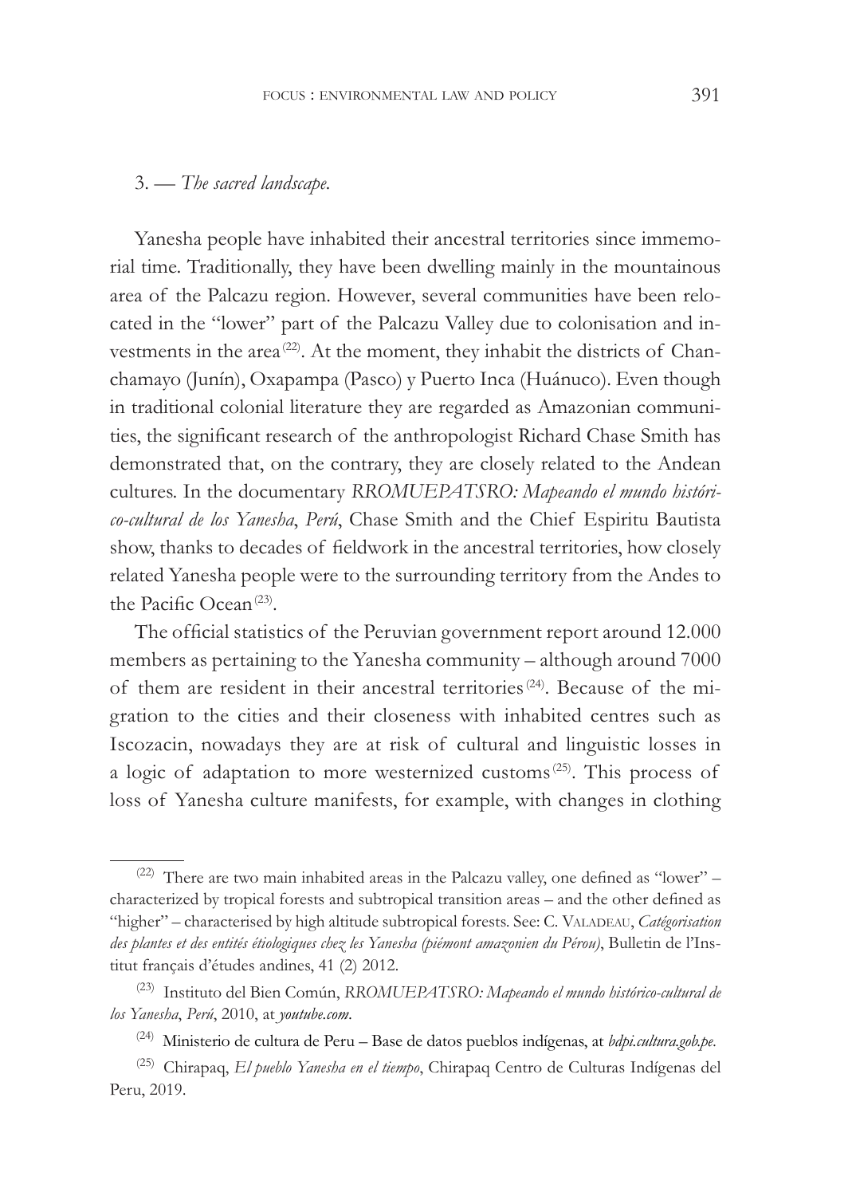3. — *The sacred landscape.*

Yanesha people have inhabited their ancestral territories since immemorial time. Traditionally, they have been dwelling mainly in the mountainous area of the Palcazu region. However, several communities have been relocated in the "lower" part of the Palcazu Valley due to colonisation and investments in the area[22]. At the moment, they inhabit the districts of Chanchamayo (Junín), Oxapampa (Pasco) y Puerto Inca (Huánuco). Even though in traditional colonial literature they are regarded as Amazonian communities, the significant research of the anthropologist Richard Chase Smith has demonstrated that, on the contrary, they are closely related to the Andean cultures. In the documentary *RROMUEPATSRO: Mapeando el mundo histórico-cultural de los Yanesha*, *Perú*, Chase Smith and the Chief Espiritu Bautista show, thanks to decades of fieldwork in the ancestral territories, how closely related Yanesha people were to the surrounding territory from the Andes to the Pacific Ocean[23].

The official statistics of the Peruvian government report around 12.000 members as pertaining to the Yanesha community – although around 7000 of them are resident in their ancestral territories[24]. Because of the migration to the cities and their closeness with inhabited centres such as Iscozacin, nowadays they are at risk of cultural and linguistic losses in a logic of adaptation to more westernized customs[25]. This process of loss of Yanesha culture manifests, for example, with changes in clothing

---

[22] There are two main inhabited areas in the Palcazu valley, one defined as "lower" – characterized by tropical forests and subtropical transition areas – and the other defined as "higher" – characterised by high altitude subtropical forests. See: C. Valadeau, *Catégorisation des plantes et des entités étiologiques chez les Yanesha (piémont amazonien du Pérou)*, Bulletin de l'Institut français d'études andines, 41 (2) 2012.

[23] Instituto del Bien Común, *RROMUEPATSRO: Mapeando el mundo histórico-cultural de los Yanesha*, *Perú*, 2010, at *youtube.com*.

[24] Ministerio de cultura de Peru – Base de datos pueblos indígenas, at *bdpi.cultura.gob.pe*.

[25] Chirapaq, *El pueblo Yanesha en el tiempo*, Chirapaq Centro de Culturas Indígenas del Peru, 2019.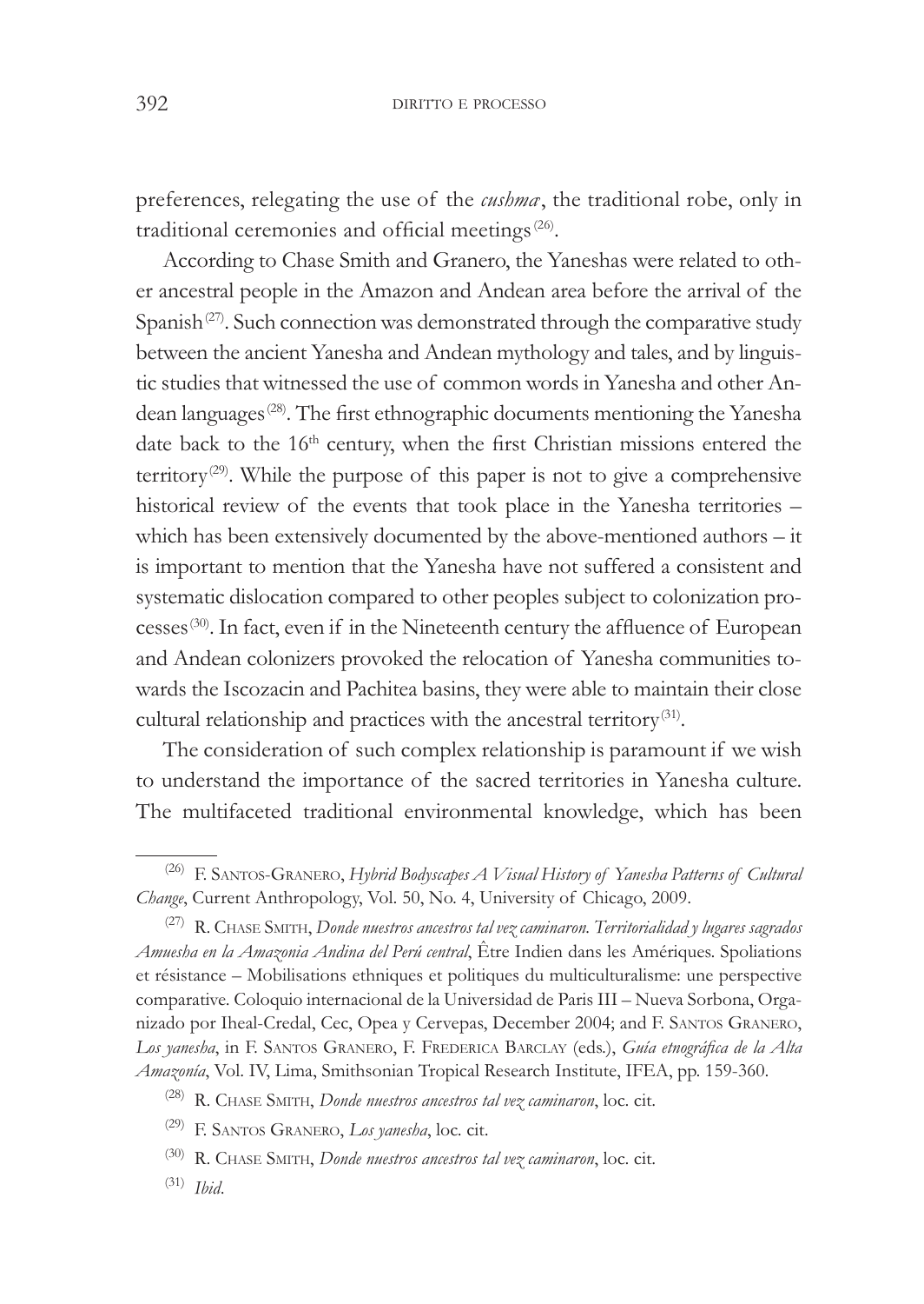preferences, relegating the use of the *cushma*, the traditional robe, only in traditional ceremonies and official meetings [26].

According to Chase Smith and Granero, the Yaneshas were related to other ancestral people in the Amazon and Andean area before the arrival of the Spanish [27]. Such connection was demonstrated through the comparative study between the ancient Yanesha and Andean mythology and tales, and by linguistic studies that witnessed the use of common words in Yanesha and other Andean languages [28]. The first ethnographic documents mentioning the Yanesha date back to the 16th century, when the first Christian missions entered the territory [29]. While the purpose of this paper is not to give a comprehensive historical review of the events that took place in the Yanesha territories – which has been extensively documented by the above-mentioned authors – it is important to mention that the Yanesha have not suffered a consistent and systematic dislocation compared to other peoples subject to colonization processes [30]. In fact, even if in the Nineteenth century the affluence of European and Andean colonizers provoked the relocation of Yanesha communities towards the Iscozacin and Pachitea basins, they were able to maintain their close cultural relationship and practices with the ancestral territory [31].

The consideration of such complex relationship is paramount if we wish to understand the importance of the sacred territories in Yanesha culture. The multifaceted traditional environmental knowledge, which has been

---

[26] F. Santos-Granero, *Hybrid Bodyscapes A Visual History of Yanesha Patterns of Cultural Change*, Current Anthropology, Vol. 50, No. 4, University of Chicago, 2009.

[27] R. Chase Smith, *Donde nuestros ancestros tal vez caminaron. Territorialidad y lugares sagrados Amuesha en la Amazonia Andina del Perú central*, Être Indien dans les Amériques. Spoliations et résistance – Mobilisations ethniques et politiques du multiculturalisme: une perspective comparative. Coloquio internacional de la Universidad de Paris III – Nueva Sorbona, Organizado por Iheal-Credal, Cec, Opea y Cervepas, December 2004; and F. Santos Granero, *Los yanesha*, in F. Santos Granero, F. Frederica Barclay (eds.), *Guía etnográfica de la Alta Amazonía*, Vol. IV, Lima, Smithsonian Tropical Research Institute, IFEA, pp. 159-360.

[28] R. Chase Smith, *Donde nuestros ancestros tal vez caminaron*, loc. cit.

[29] F. Santos Granero, *Los yanesha*, loc. cit.

[30] R. Chase Smith, *Donde nuestros ancestros tal vez caminaron*, loc. cit.

[31] *Ibid*.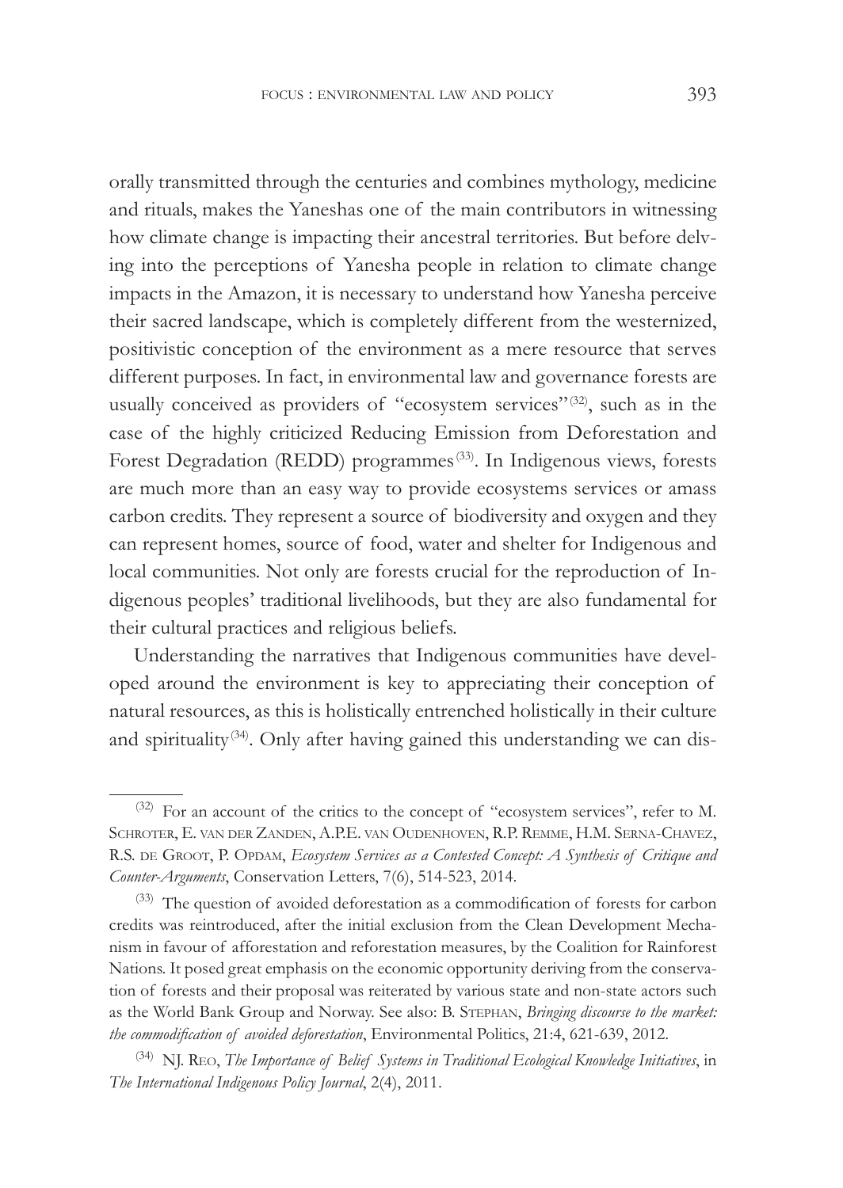orally transmitted through the centuries and combines mythology, medicine and rituals, makes the Yaneshas one of the main contributors in witnessing how climate change is impacting their ancestral territories. But before delving into the perceptions of Yanesha people in relation to climate change impacts in the Amazon, it is necessary to understand how Yanesha perceive their sacred landscape, which is completely different from the westernized, positivistic conception of the environment as a mere resource that serves different purposes. In fact, in environmental law and governance forests are usually conceived as providers of "ecosystem services"[32], such as in the case of the highly criticized Reducing Emission from Deforestation and Forest Degradation (REDD) programmes[33]. In Indigenous views, forests are much more than an easy way to provide ecosystems services or amass carbon credits. They represent a source of biodiversity and oxygen and they can represent homes, source of food, water and shelter for Indigenous and local communities. Not only are forests crucial for the reproduction of Indigenous peoples' traditional livelihoods, but they are also fundamental for their cultural practices and religious beliefs.

Understanding the narratives that Indigenous communities have developed around the environment is key to appreciating their conception of natural resources, as this is holistically entrenched holistically in their culture and spirituality[34]. Only after having gained this understanding we can dis-

---

[32] For an account of the critics to the concept of "ecosystem services", refer to M. Schroter, E. van der Zanden, A.P.E. van Oudenhoven, R.P. Remme, H.M. Serna-Chavez, R.S. de Groot, P. Opdam, *Ecosystem Services as a Contested Concept: A Synthesis of Critique and Counter-Arguments*, Conservation Letters, 7(6), 514-523, 2014.

[33] The question of avoided deforestation as a commodification of forests for carbon credits was reintroduced, after the initial exclusion from the Clean Development Mechanism in favour of afforestation and reforestation measures, by the Coalition for Rainforest Nations. It posed great emphasis on the economic opportunity deriving from the conservation of forests and their proposal was reiterated by various state and non-state actors such as the World Bank Group and Norway. See also: B. Stephan, *Bringing discourse to the market: the commodification of avoided deforestation*, Environmental Politics, 21:4, 621-639, 2012.

[34] NJ. Reo, *The Importance of Belief Systems in Traditional Ecological Knowledge Initiatives*, in *The International Indigenous Policy Journal*, 2(4), 2011.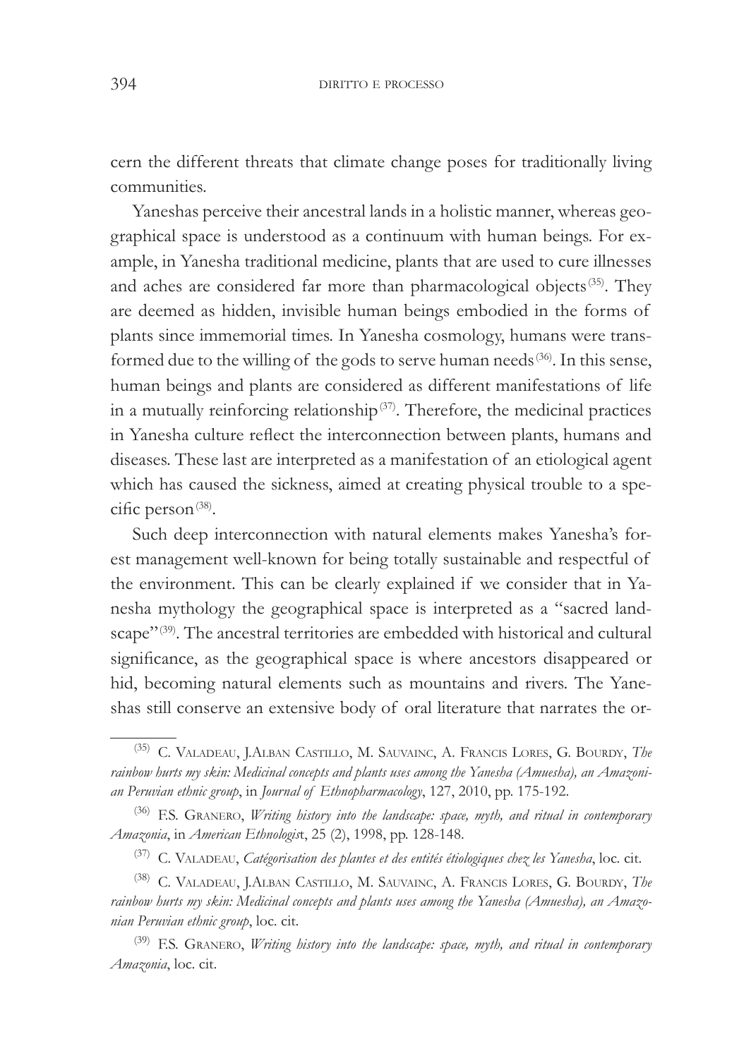cern the different threats that climate change poses for traditionally living communities.

Yaneshas perceive their ancestral lands in a holistic manner, whereas geographical space is understood as a continuum with human beings. For example, in Yanesha traditional medicine, plants that are used to cure illnesses and aches are considered far more than pharmacological objects[35]. They are deemed as hidden, invisible human beings embodied in the forms of plants since immemorial times. In Yanesha cosmology, humans were transformed due to the willing of the gods to serve human needs[36]. In this sense, human beings and plants are considered as different manifestations of life in a mutually reinforcing relationship[37]. Therefore, the medicinal practices in Yanesha culture reflect the interconnection between plants, humans and diseases. These last are interpreted as a manifestation of an etiological agent which has caused the sickness, aimed at creating physical trouble to a specific person[38].

Such deep interconnection with natural elements makes Yanesha's forest management well-known for being totally sustainable and respectful of the environment. This can be clearly explained if we consider that in Yanesha mythology the geographical space is interpreted as a "sacred landscape"[39]. The ancestral territories are embedded with historical and cultural significance, as the geographical space is where ancestors disappeared or hid, becoming natural elements such as mountains and rivers. The Yaneshas still conserve an extensive body of oral literature that narrates the or-

---

[35] C. Valadeau, J.Alban Castillo, M. Sauvainc, A. Francis Lores, G. Bourdy, *The rainbow hurts my skin: Medicinal concepts and plants uses among the Yanesha (Amuesha), an Amazonian Peruvian ethnic group*, in *Journal of Ethnopharmacology*, 127, 2010, pp. 175-192.

[36] F.S. Granero, *Writing history into the landscape: space, myth, and ritual in contemporary Amazonia*, in *American Ethnologist*, 25 (2), 1998, pp. 128-148.

[37] C. Valadeau, *Catégorisation des plantes et des entités étiologiques chez les Yanesha*, loc. cit.

[38] C. Valadeau, J.Alban Castillo, M. Sauvainc, A. Francis Lores, G. Bourdy, *The rainbow hurts my skin: Medicinal concepts and plants uses among the Yanesha (Amuesha), an Amazonian Peruvian ethnic group*, loc. cit.

[39] F.S. Granero, *Writing history into the landscape: space, myth, and ritual in contemporary Amazonia*, loc. cit.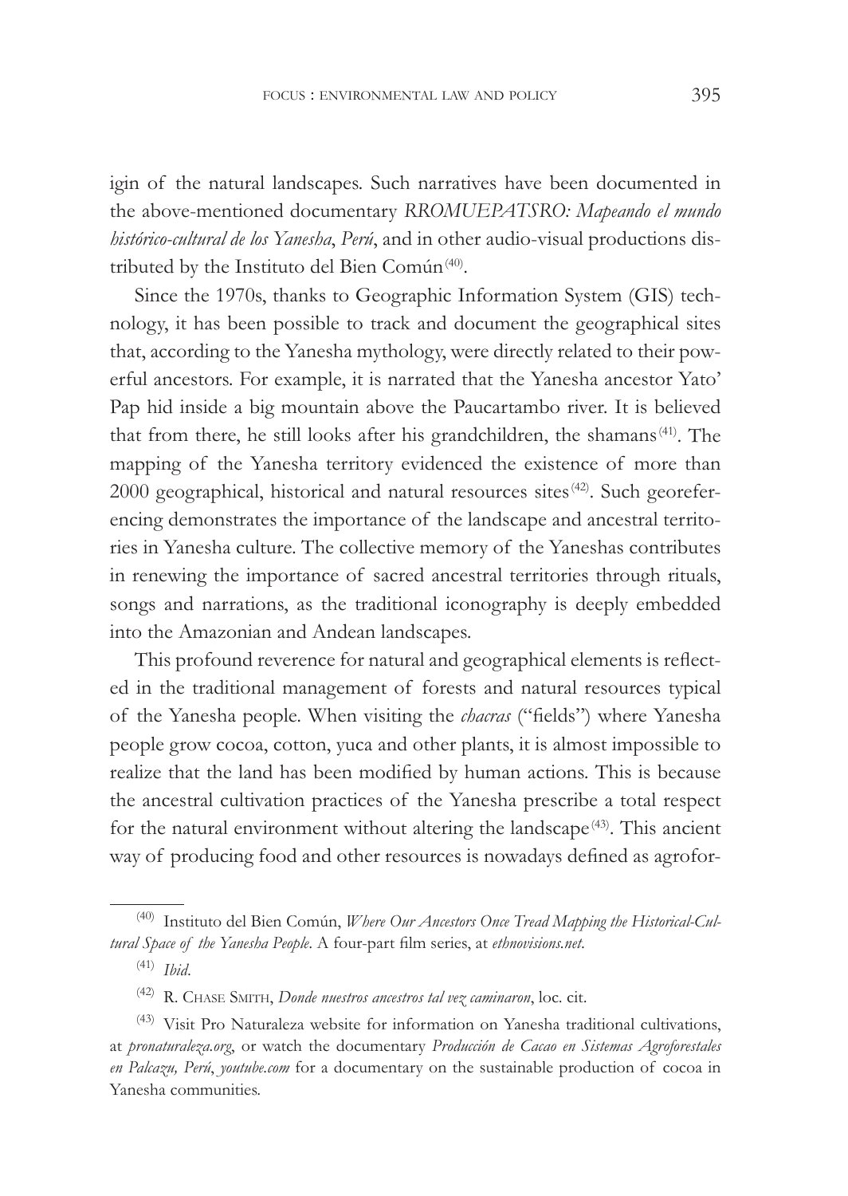igin of the natural landscapes. Such narratives have been documented in the above-mentioned documentary *RROMUEPATSRO: Mapeando el mundo histórico-cultural de los Yanesha, Perú*, and in other audio-visual productions distributed by the Instituto del Bien Común[40].

Since the 1970s, thanks to Geographic Information System (GIS) technology, it has been possible to track and document the geographical sites that, according to the Yanesha mythology, were directly related to their powerful ancestors. For example, it is narrated that the Yanesha ancestor Yato' Pap hid inside a big mountain above the Paucartambo river. It is believed that from there, he still looks after his grandchildren, the shamans[41]. The mapping of the Yanesha territory evidenced the existence of more than 2000 geographical, historical and natural resources sites[42]. Such georeferencing demonstrates the importance of the landscape and ancestral territories in Yanesha culture. The collective memory of the Yaneshas contributes in renewing the importance of sacred ancestral territories through rituals, songs and narrations, as the traditional iconography is deeply embedded into the Amazonian and Andean landscapes.

This profound reverence for natural and geographical elements is reflected in the traditional management of forests and natural resources typical of the Yanesha people. When visiting the *chacras* ("fields") where Yanesha people grow cocoa, cotton, yuca and other plants, it is almost impossible to realize that the land has been modified by human actions. This is because the ancestral cultivation practices of the Yanesha prescribe a total respect for the natural environment without altering the landscape[43]. This ancient way of producing food and other resources is nowadays defined as agrofor-

---

[40] Instituto del Bien Común, *Where Our Ancestors Once Tread Mapping the Historical-Cultural Space of the Yanesha People*. A four-part film series, at *ethnovisions.net*.

[41] *Ibid*.

[42] R. Chase Smith, *Donde nuestros ancestros tal vez caminaron*, loc. cit.

[43] Visit Pro Naturaleza website for information on Yanesha traditional cultivations, at *pronaturaleza.org*, or watch the documentary *Producción de Cacao en Sistemas Agroforestales en Palcazu, Perú*, *youtube.com* for a documentary on the sustainable production of cocoa in Yanesha communities.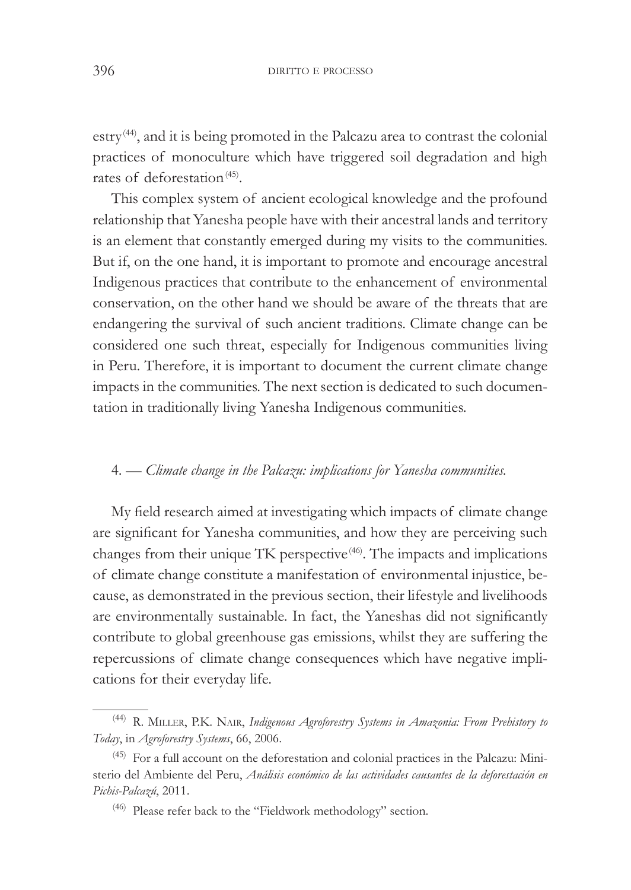estry[44], and it is being promoted in the Palcazu area to contrast the colonial practices of monoculture which have triggered soil degradation and high rates of deforestation[45].

This complex system of ancient ecological knowledge and the profound relationship that Yanesha people have with their ancestral lands and territory is an element that constantly emerged during my visits to the communities. But if, on the one hand, it is important to promote and encourage ancestral Indigenous practices that contribute to the enhancement of environmental conservation, on the other hand we should be aware of the threats that are endangering the survival of such ancient traditions. Climate change can be considered one such threat, especially for Indigenous communities living in Peru. Therefore, it is important to document the current climate change impacts in the communities. The next section is dedicated to such documentation in traditionally living Yanesha Indigenous communities.

## 4. — *Climate change in the Palcazu: implications for Yanesha communities.*

My field research aimed at investigating which impacts of climate change are significant for Yanesha communities, and how they are perceiving such changes from their unique TK perspective[46]. The impacts and implications of climate change constitute a manifestation of environmental injustice, because, as demonstrated in the previous section, their lifestyle and livelihoods are environmentally sustainable. In fact, the Yaneshas did not significantly contribute to global greenhouse gas emissions, whilst they are suffering the repercussions of climate change consequences which have negative implications for their everyday life.

---

[44] R. Miller, P.K. Nair, *Indigenous Agroforestry Systems in Amazonia: From Prehistory to Today*, in *Agroforestry Systems*, 66, 2006.

[45] For a full account on the deforestation and colonial practices in the Palcazu: Ministerio del Ambiente del Peru, *Análisis económico de las actividades causantes de la deforestación en Pichis-Palcazú*, 2011.

[46] Please refer back to the "Fieldwork methodology" section.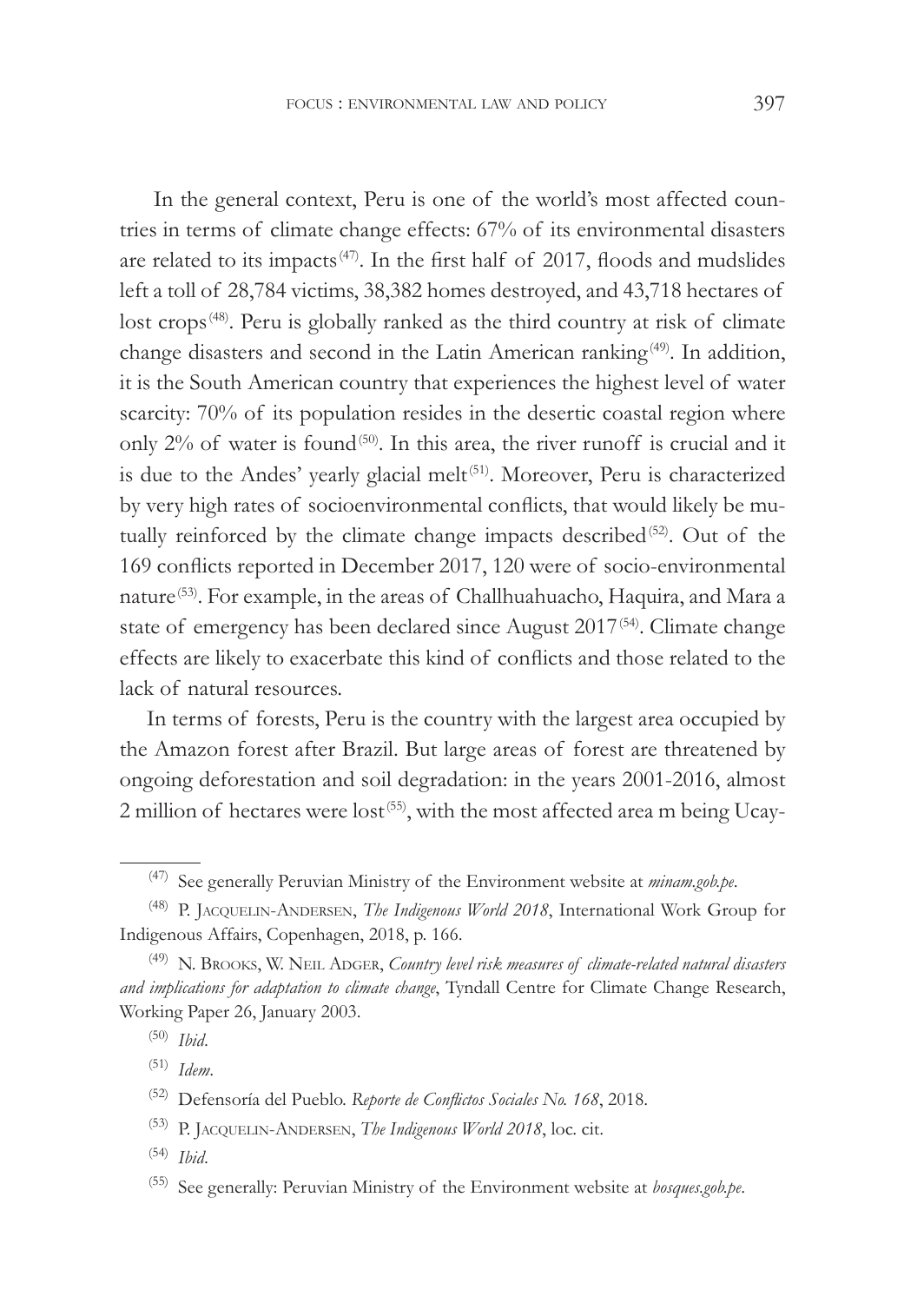In the general context, Peru is one of the world's most affected countries in terms of climate change effects: 67% of its environmental disasters are related to its impacts [47]. In the first half of 2017, floods and mudslides left a toll of 28,784 victims, 38,382 homes destroyed, and 43,718 hectares of lost crops [48]. Peru is globally ranked as the third country at risk of climate change disasters and second in the Latin American ranking [49]. In addition, it is the South American country that experiences the highest level of water scarcity: 70% of its population resides in the desertic coastal region where only 2% of water is found [50]. In this area, the river runoff is crucial and it is due to the Andes' yearly glacial melt [51]. Moreover, Peru is characterized by very high rates of socioenvironmental conflicts, that would likely be mutually reinforced by the climate change impacts described [52]. Out of the 169 conflicts reported in December 2017, 120 were of socio-environmental nature [53]. For example, in the areas of Challhuahuacho, Haquira, and Mara a state of emergency has been declared since August 2017 [54]. Climate change effects are likely to exacerbate this kind of conflicts and those related to the lack of natural resources.

In terms of forests, Peru is the country with the largest area occupied by the Amazon forest after Brazil. But large areas of forest are threatened by ongoing deforestation and soil degradation: in the years 2001-2016, almost 2 million of hectares were lost [55], with the most affected area m being Ucay-

---

[47] See generally Peruvian Ministry of the Environment website at *minam.gob.pe*.

[48] P. Jacquelin-Andersen, *The Indigenous World 2018*, International Work Group for Indigenous Affairs, Copenhagen, 2018, p. 166.

[49] N. Brooks, W. Neil Adger, *Country level risk measures of climate-related natural disasters and implications for adaptation to climate change*, Tyndall Centre for Climate Change Research, Working Paper 26, January 2003.

[50] *Ibid*.

[51] *Idem*.

[52] Defensoría del Pueblo. *Reporte de Conflictos Sociales No. 168*, 2018.

[53] P. Jacquelin-Andersen, *The Indigenous World 2018*, loc. cit.

[54] *Ibid*.

[55] See generally: Peruvian Ministry of the Environment website at *bosques.gob.pe*.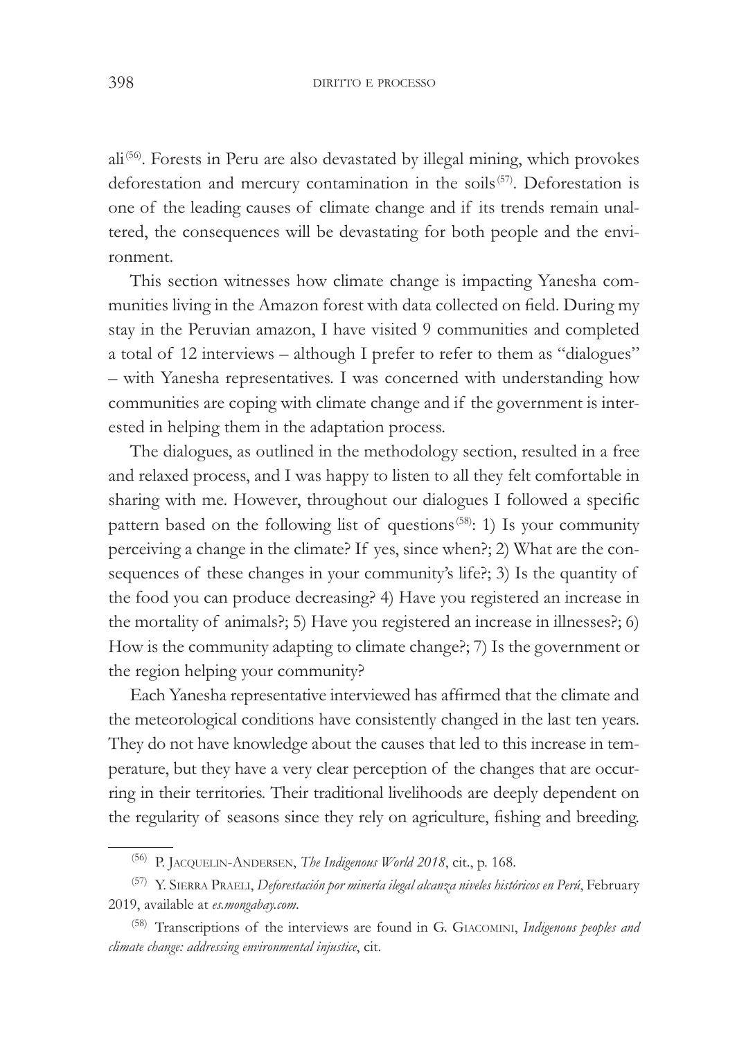ali[56]. Forests in Peru are also devastated by illegal mining, which provokes deforestation and mercury contamination in the soils[57]. Deforestation is one of the leading causes of climate change and if its trends remain unaltered, the consequences will be devastating for both people and the environment.

This section witnesses how climate change is impacting Yanesha communities living in the Amazon forest with data collected on field. During my stay in the Peruvian amazon, I have visited 9 communities and completed a total of 12 interviews – although I prefer to refer to them as "dialogues" – with Yanesha representatives. I was concerned with understanding how communities are coping with climate change and if the government is interested in helping them in the adaptation process.

The dialogues, as outlined in the methodology section, resulted in a free and relaxed process, and I was happy to listen to all they felt comfortable in sharing with me. However, throughout our dialogues I followed a specific pattern based on the following list of questions[58]: 1) Is your community perceiving a change in the climate? If yes, since when?; 2) What are the consequences of these changes in your community's life?; 3) Is the quantity of the food you can produce decreasing? 4) Have you registered an increase in the mortality of animals?; 5) Have you registered an increase in illnesses?; 6) How is the community adapting to climate change?; 7) Is the government or the region helping your community?

Each Yanesha representative interviewed has affirmed that the climate and the meteorological conditions have consistently changed in the last ten years. They do not have knowledge about the causes that led to this increase in temperature, but they have a very clear perception of the changes that are occurring in their territories. Their traditional livelihoods are deeply dependent on the regularity of seasons since they rely on agriculture, fishing and breeding.

---

[56] P. Jacquelin-Andersen, *The Indigenous World 2018*, cit., p. 168.

[57] Y. Sierra Praeli, *Deforestación por minería ilegal alcanza niveles históricos en Perú*, February 2019, available at *es.mongabay.com*.

[58] Transcriptions of the interviews are found in G. Giacomini, *Indigenous peoples and climate change: addressing environmental injustice*, cit.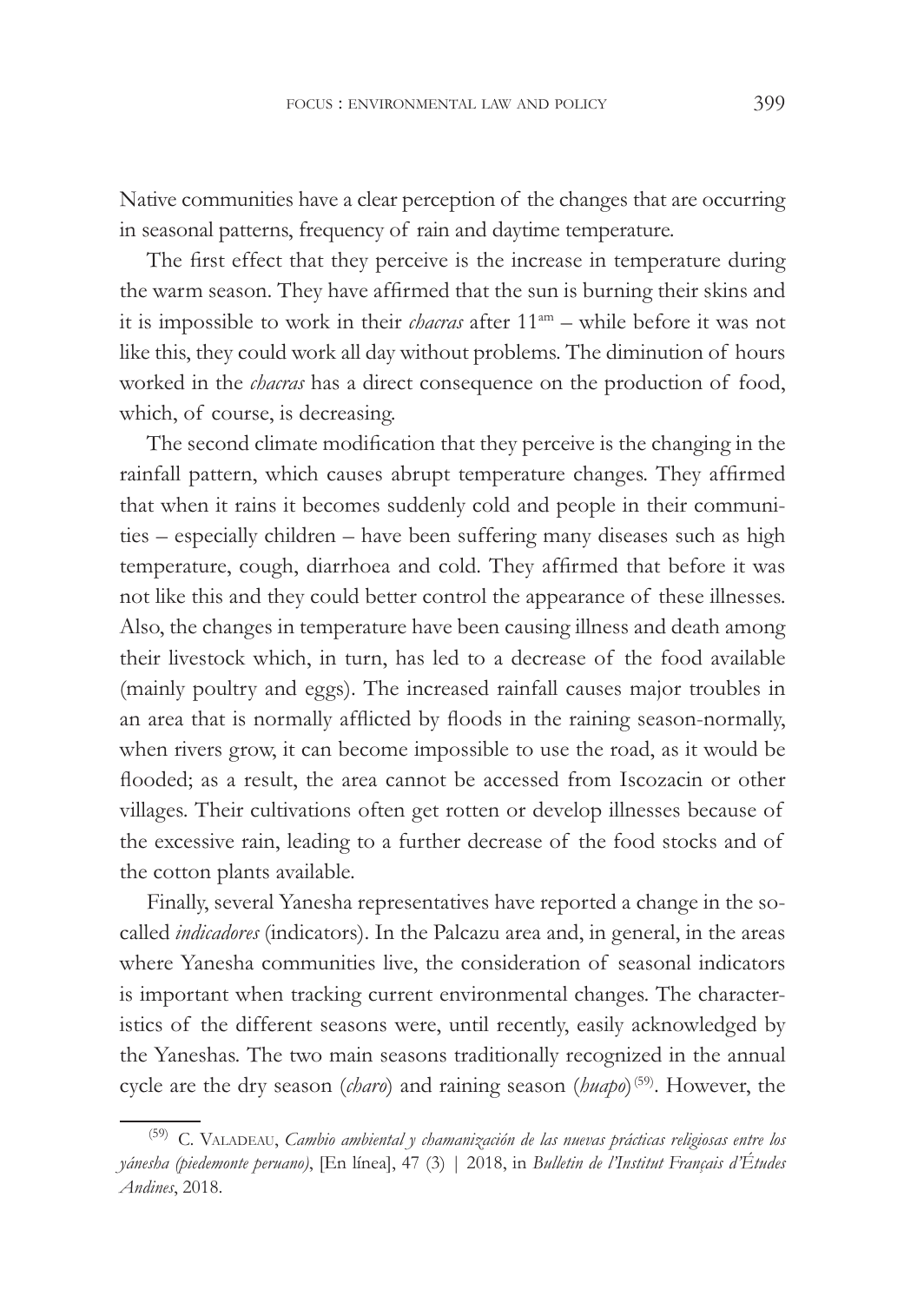Native communities have a clear perception of the changes that are occurring in seasonal patterns, frequency of rain and daytime temperature.

The first effect that they perceive is the increase in temperature during the warm season. They have affirmed that the sun is burning their skins and it is impossible to work in their *chacras* after 11[am] – while before it was not like this, they could work all day without problems. The diminution of hours worked in the *chacras* has a direct consequence on the production of food, which, of course, is decreasing.

The second climate modification that they perceive is the changing in the rainfall pattern, which causes abrupt temperature changes. They affirmed that when it rains it becomes suddenly cold and people in their communities – especially children – have been suffering many diseases such as high temperature, cough, diarrhoea and cold. They affirmed that before it was not like this and they could better control the appearance of these illnesses. Also, the changes in temperature have been causing illness and death among their livestock which, in turn, has led to a decrease of the food available (mainly poultry and eggs). The increased rainfall causes major troubles in an area that is normally afflicted by floods in the raining season-normally, when rivers grow, it can become impossible to use the road, as it would be flooded; as a result, the area cannot be accessed from Iscozacin or other villages. Their cultivations often get rotten or develop illnesses because of the excessive rain, leading to a further decrease of the food stocks and of the cotton plants available.

Finally, several Yanesha representatives have reported a change in the so-called *indicadores* (indicators). In the Palcazu area and, in general, in the areas where Yanesha communities live, the consideration of seasonal indicators is important when tracking current environmental changes. The characteristics of the different seasons were, until recently, easily acknowledged by the Yaneshas. The two main seasons traditionally recognized in the annual cycle are the dry season (*charo*) and raining season (*huapo*)[(59)]. However, the

---

(59) C. Valadeau, *Cambio ambiental y chamanización de las nuevas prácticas religiosas entre los yánesha (piedemonte peruano)*, [En línea], 47 (3) | 2018, in *Bulletin de l'Institut Français d'Études Andines*, 2018.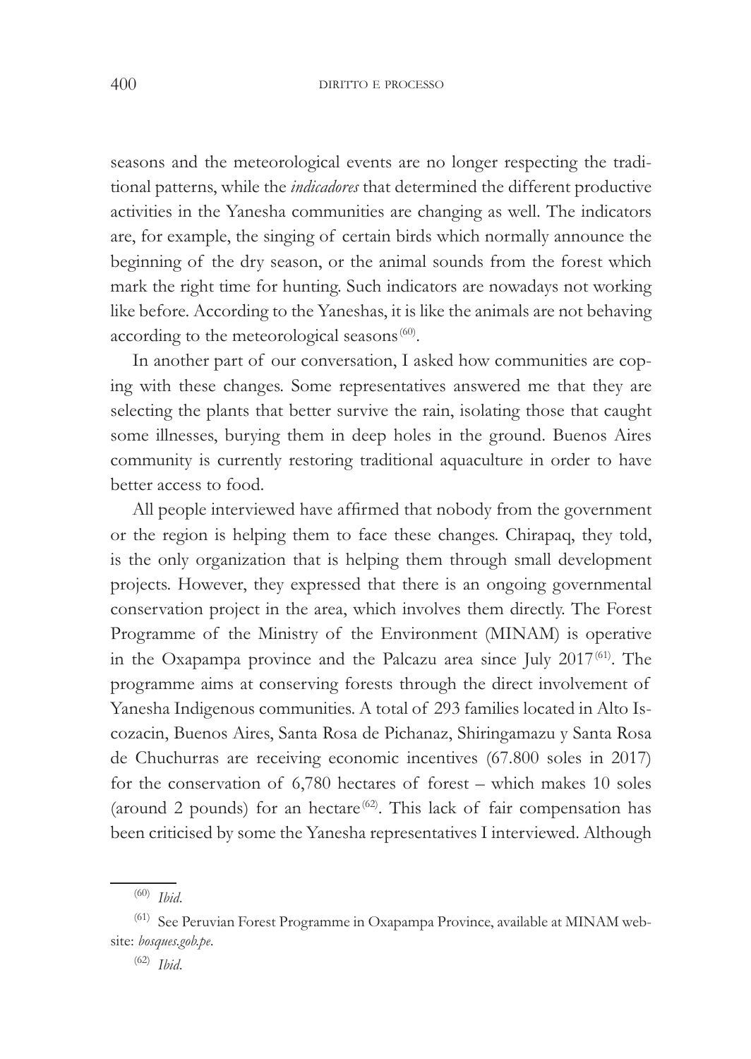seasons and the meteorological events are no longer respecting the traditional patterns, while the *indicadores* that determined the different productive activities in the Yanesha communities are changing as well. The indicators are, for example, the singing of certain birds which normally announce the beginning of the dry season, or the animal sounds from the forest which mark the right time for hunting. Such indicators are nowadays not working like before. According to the Yaneshas, it is like the animals are not behaving according to the meteorological seasons[60].

In another part of our conversation, I asked how communities are coping with these changes. Some representatives answered me that they are selecting the plants that better survive the rain, isolating those that caught some illnesses, burying them in deep holes in the ground. Buenos Aires community is currently restoring traditional aquaculture in order to have better access to food.

All people interviewed have affirmed that nobody from the government or the region is helping them to face these changes. Chirapaq, they told, is the only organization that is helping them through small development projects. However, they expressed that there is an ongoing governmental conservation project in the area, which involves them directly. The Forest Programme of the Ministry of the Environment (MINAM) is operative in the Oxapampa province and the Palcazu area since July 2017[61]. The programme aims at conserving forests through the direct involvement of Yanesha Indigenous communities. A total of 293 families located in Alto Iscozacin, Buenos Aires, Santa Rosa de Pichanaz, Shiringamazu y Santa Rosa de Chuchurras are receiving economic incentives (67.800 soles in 2017) for the conservation of 6,780 hectares of forest – which makes 10 soles (around 2 pounds) for an hectare[62]. This lack of fair compensation has been criticised by some the Yanesha representatives I interviewed. Although

[60] *Ibid*.

[61] See Peruvian Forest Programme in Oxapampa Province, available at MINAM website: *bosques.gob.pe*.

[62] *Ibid*.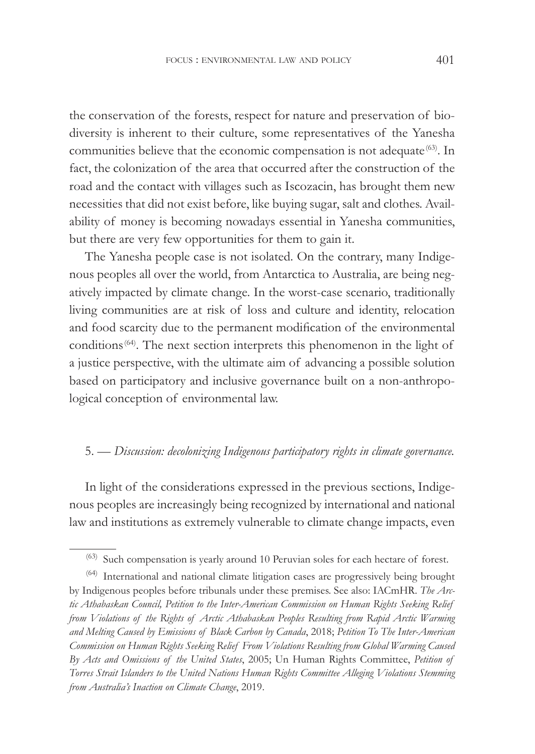the conservation of the forests, respect for nature and preservation of biodiversity is inherent to their culture, some representatives of the Yanesha communities believe that the economic compensation is not adequate [63]. In fact, the colonization of the area that occurred after the construction of the road and the contact with villages such as Iscozacin, has brought them new necessities that did not exist before, like buying sugar, salt and clothes. Availability of money is becoming nowadays essential in Yanesha communities, but there are very few opportunities for them to gain it.

The Yanesha people case is not isolated. On the contrary, many Indigenous peoples all over the world, from Antarctica to Australia, are being negatively impacted by climate change. In the worst-case scenario, traditionally living communities are at risk of loss and culture and identity, relocation and food scarcity due to the permanent modification of the environmental conditions [64]. The next section interprets this phenomenon in the light of a justice perspective, with the ultimate aim of advancing a possible solution based on participatory and inclusive governance built on a non-anthropological conception of environmental law.

## 5. — *Discussion: decolonizing Indigenous participatory rights in climate governance.*

In light of the considerations expressed in the previous sections, Indigenous peoples are increasingly being recognized by international and national law and institutions as extremely vulnerable to climate change impacts, even

---

[63] Such compensation is yearly around 10 Peruvian soles for each hectare of forest.

[64] International and national climate litigation cases are progressively being brought by Indigenous peoples before tribunals under these premises. See also: IACmHR. *The Arctic Athabaskan Council, Petition to the Inter-American Commission on Human Rights Seeking Relief from Violations of the Rights of Arctic Athabaskan Peoples Resulting from Rapid Arctic Warming and Melting Caused by Emissions of Black Carbon by Canada*, 2018; *Petition To The Inter-American Commission on Human Rights Seeking Relief From Violations Resulting from Global Warming Caused By Acts and Omissions of the United States*, 2005; Un Human Rights Committee, *Petition of Torres Strait Islanders to the United Nations Human Rights Committee Alleging Violations Stemming from Australia's Inaction on Climate Change*, 2019.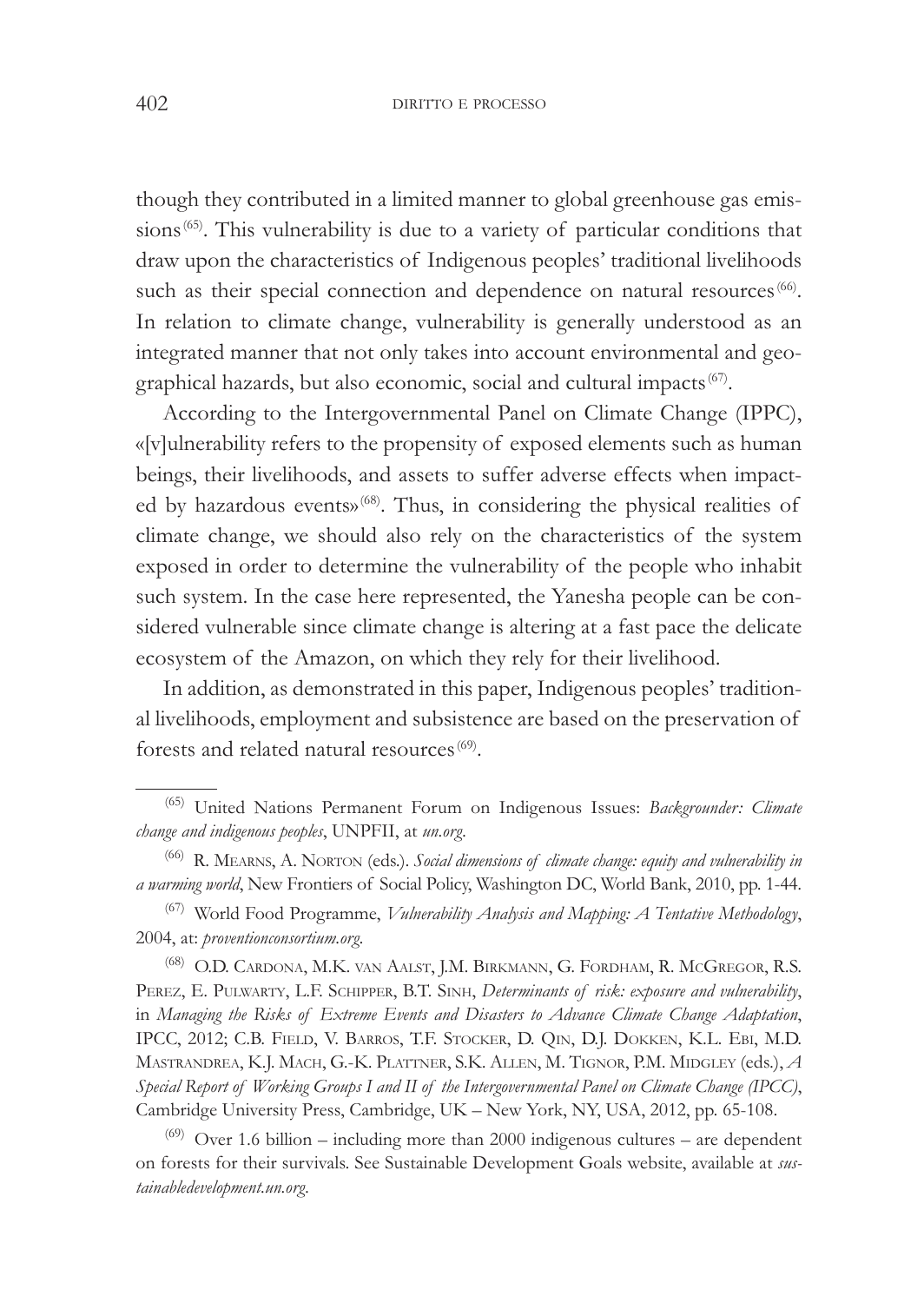though they contributed in a limited manner to global greenhouse gas emissions [65]. This vulnerability is due to a variety of particular conditions that draw upon the characteristics of Indigenous peoples' traditional livelihoods such as their special connection and dependence on natural resources [66]. In relation to climate change, vulnerability is generally understood as an integrated manner that not only takes into account environmental and geographical hazards, but also economic, social and cultural impacts [67].

According to the Intergovernmental Panel on Climate Change (IPPC), «[v]ulnerability refers to the propensity of exposed elements such as human beings, their livelihoods, and assets to suffer adverse effects when impacted by hazardous events» [68]. Thus, in considering the physical realities of climate change, we should also rely on the characteristics of the system exposed in order to determine the vulnerability of the people who inhabit such system. In the case here represented, the Yanesha people can be considered vulnerable since climate change is altering at a fast pace the delicate ecosystem of the Amazon, on which they rely for their livelihood.

In addition, as demonstrated in this paper, Indigenous peoples' traditional livelihoods, employment and subsistence are based on the preservation of forests and related natural resources [69].

---

[65] United Nations Permanent Forum on Indigenous Issues: *Backgrounder: Climate change and indigenous peoples*, UNPFII, at *un.org*.

[66] R. Mearns, A. Norton (eds.). *Social dimensions of climate change: equity and vulnerability in a warming world*, New Frontiers of Social Policy, Washington DC, World Bank, 2010, pp. 1-44.

[67] World Food Programme, *Vulnerability Analysis and Mapping: A Tentative Methodology*, 2004, at: *proventionconsortium.org*.

[68] O.D. Cardona, M.K. van Aalst, J.M. Birkmann, G. Fordham, R. McGregor, R.S. Perez, E. Pulwarty, L.F. Schipper, B.T. Sinh, *Determinants of risk: exposure and vulnerability*, in *Managing the Risks of Extreme Events and Disasters to Advance Climate Change Adaptation*, IPCC, 2012; C.B. Field, V. Barros, T.F. Stocker, D. Qin, D.J. Dokken, K.L. Ebi, M.D. Mastrandrea, K.J. Mach, G.-K. Plattner, S.K. Allen, M. Tignor, P.M. Midgley (eds.), *A Special Report of Working Groups I and II of the Intergovernmental Panel on Climate Change (IPCC)*, Cambridge University Press, Cambridge, UK – New York, NY, USA, 2012, pp. 65-108.

[69] Over 1.6 billion – including more than 2000 indigenous cultures – are dependent on forests for their survivals. See Sustainable Development Goals website, available at *sustainabledevelopment.un.org*.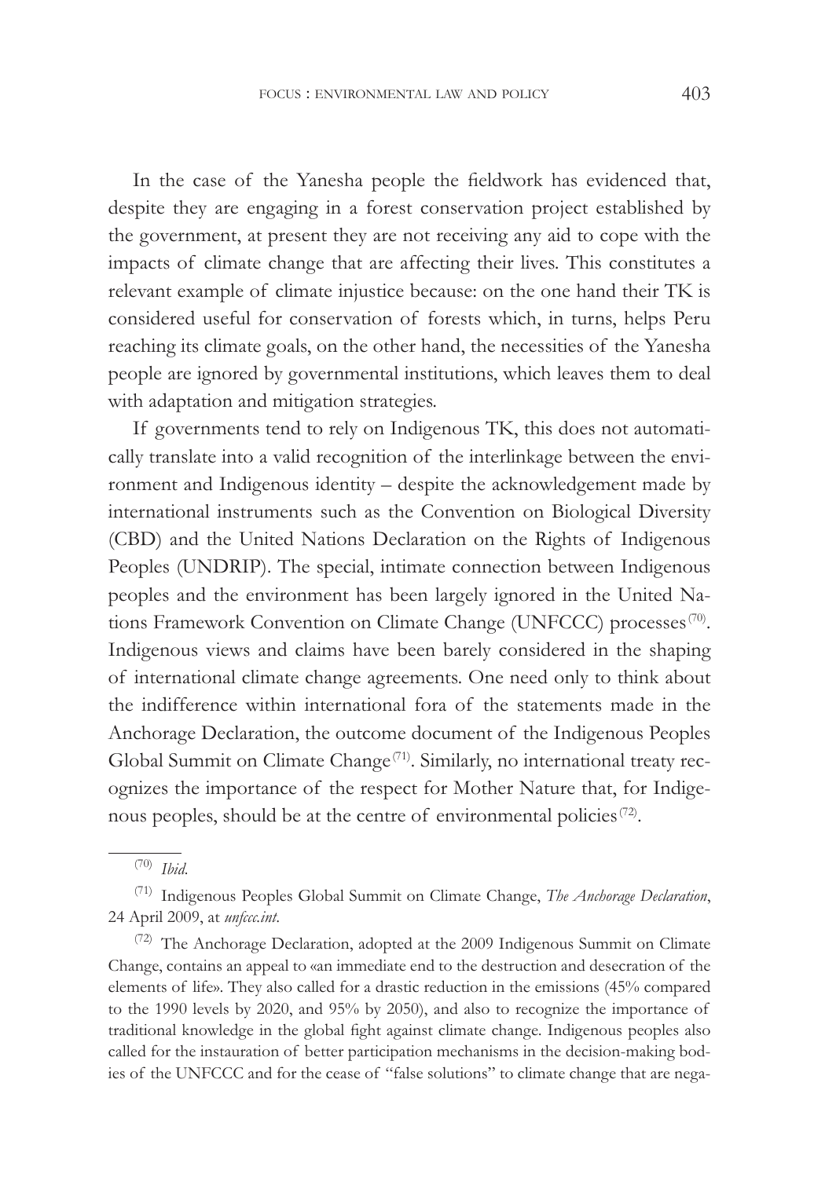In the case of the Yanesha people the fieldwork has evidenced that, despite they are engaging in a forest conservation project established by the government, at present they are not receiving any aid to cope with the impacts of climate change that are affecting their lives. This constitutes a relevant example of climate injustice because: on the one hand their TK is considered useful for conservation of forests which, in turns, helps Peru reaching its climate goals, on the other hand, the necessities of the Yanesha people are ignored by governmental institutions, which leaves them to deal with adaptation and mitigation strategies.

If governments tend to rely on Indigenous TK, this does not automatically translate into a valid recognition of the interlinkage between the environment and Indigenous identity – despite the acknowledgement made by international instruments such as the Convention on Biological Diversity (CBD) and the United Nations Declaration on the Rights of Indigenous Peoples (UNDRIP). The special, intimate connection between Indigenous peoples and the environment has been largely ignored in the United Nations Framework Convention on Climate Change (UNFCCC) processes[70]. Indigenous views and claims have been barely considered in the shaping of international climate change agreements. One need only to think about the indifference within international fora of the statements made in the Anchorage Declaration, the outcome document of the Indigenous Peoples Global Summit on Climate Change[71]. Similarly, no international treaty recognizes the importance of the respect for Mother Nature that, for Indigenous peoples, should be at the centre of environmental policies[72].

---

[70] *Ibid*.

[71] Indigenous Peoples Global Summit on Climate Change, *The Anchorage Declaration*, 24 April 2009, at *unfccc.int*.

[72] The Anchorage Declaration, adopted at the 2009 Indigenous Summit on Climate Change, contains an appeal to «an immediate end to the destruction and desecration of the elements of life». They also called for a drastic reduction in the emissions (45% compared to the 1990 levels by 2020, and 95% by 2050), and also to recognize the importance of traditional knowledge in the global fight against climate change. Indigenous peoples also called for the instauration of better participation mechanisms in the decision-making bodies of the UNFCCC and for the cease of "false solutions" to climate change that are nega-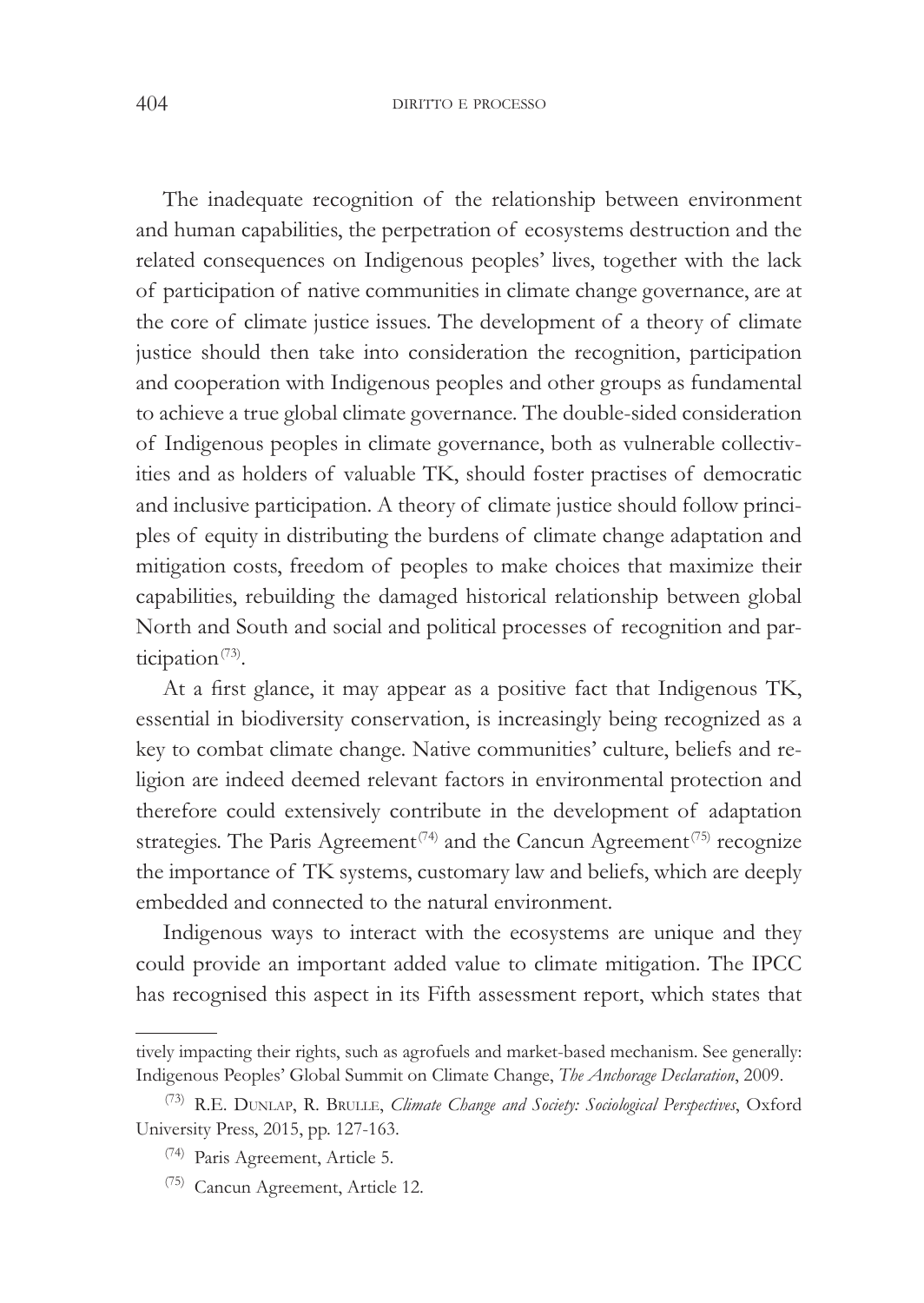The inadequate recognition of the relationship between environment and human capabilities, the perpetration of ecosystems destruction and the related consequences on Indigenous peoples' lives, together with the lack of participation of native communities in climate change governance, are at the core of climate justice issues. The development of a theory of climate justice should then take into consideration the recognition, participation and cooperation with Indigenous peoples and other groups as fundamental to achieve a true global climate governance. The double-sided consideration of Indigenous peoples in climate governance, both as vulnerable collectivities and as holders of valuable TK, should foster practises of democratic and inclusive participation. A theory of climate justice should follow principles of equity in distributing the burdens of climate change adaptation and mitigation costs, freedom of peoples to make choices that maximize their capabilities, rebuilding the damaged historical relationship between global North and South and social and political processes of recognition and participation[73].

At a first glance, it may appear as a positive fact that Indigenous TK, essential in biodiversity conservation, is increasingly being recognized as a key to combat climate change. Native communities' culture, beliefs and religion are indeed deemed relevant factors in environmental protection and therefore could extensively contribute in the development of adaptation strategies. The Paris Agreement[74] and the Cancun Agreement[75] recognize the importance of TK systems, customary law and beliefs, which are deeply embedded and connected to the natural environment.

Indigenous ways to interact with the ecosystems are unique and they could provide an important added value to climate mitigation. The IPCC has recognised this aspect in its Fifth assessment report, which states that

---

tively impacting their rights, such as agrofuels and market-based mechanism. See generally: Indigenous Peoples' Global Summit on Climate Change, *The Anchorage Declaration*, 2009.

(73) R.E. Dunlap, R. Brulle, *Climate Change and Society: Sociological Perspectives*, Oxford University Press, 2015, pp. 127-163.

(74) Paris Agreement, Article 5.

(75) Cancun Agreement, Article 12.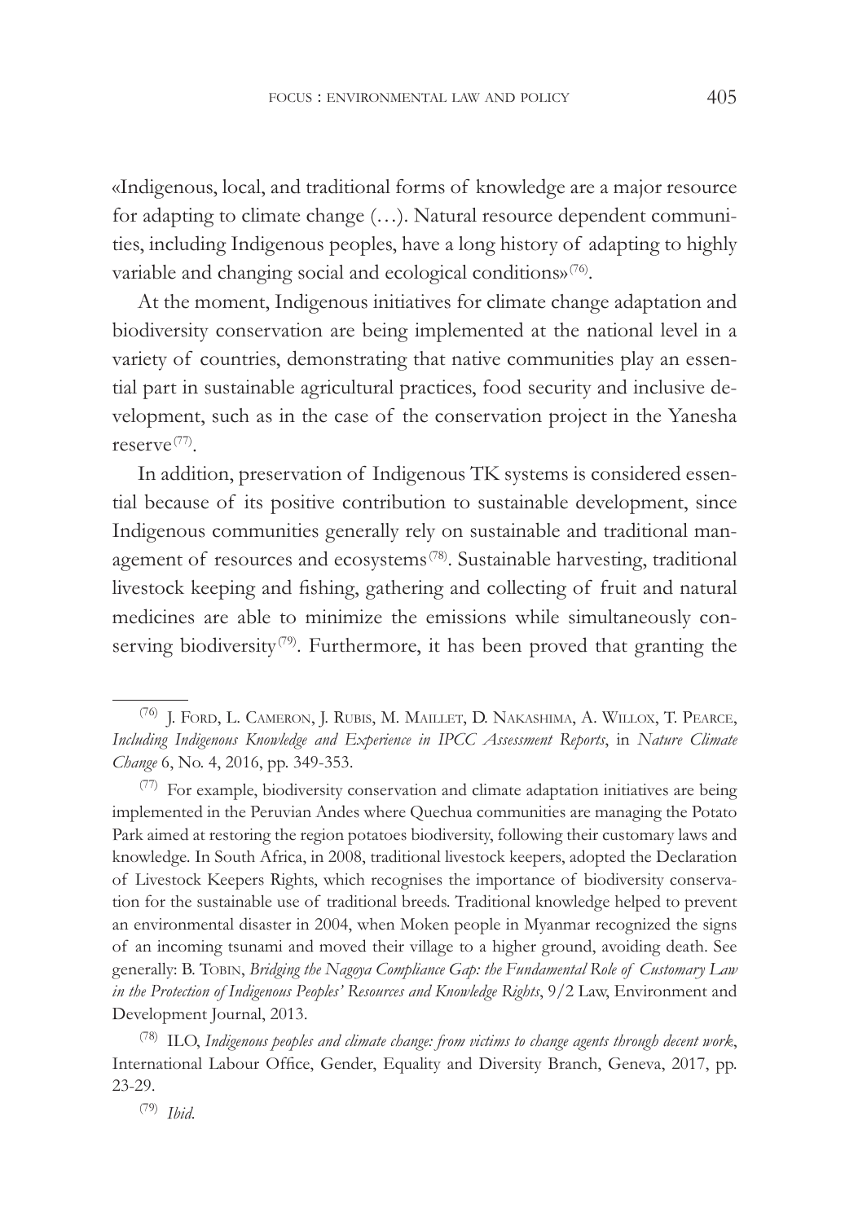«Indigenous, local, and traditional forms of knowledge are a major resource for adapting to climate change (…). Natural resource dependent communities, including Indigenous peoples, have a long history of adapting to highly variable and changing social and ecological conditions»[76].

At the moment, Indigenous initiatives for climate change adaptation and biodiversity conservation are being implemented at the national level in a variety of countries, demonstrating that native communities play an essential part in sustainable agricultural practices, food security and inclusive development, such as in the case of the conservation project in the Yanesha reserve[77].

In addition, preservation of Indigenous TK systems is considered essential because of its positive contribution to sustainable development, since Indigenous communities generally rely on sustainable and traditional management of resources and ecosystems[78]. Sustainable harvesting, traditional livestock keeping and fishing, gathering and collecting of fruit and natural medicines are able to minimize the emissions while simultaneously conserving biodiversity[79]. Furthermore, it has been proved that granting the

---

[76] J. Ford, L. Cameron, J. Rubis, M. Maillet, D. Nakashima, A. Willox, T. Pearce, *Including Indigenous Knowledge and Experience in IPCC Assessment Reports*, in *Nature Climate Change* 6, No. 4, 2016, pp. 349-353.

[77] For example, biodiversity conservation and climate adaptation initiatives are being implemented in the Peruvian Andes where Quechua communities are managing the Potato Park aimed at restoring the region potatoes biodiversity, following their customary laws and knowledge. In South Africa, in 2008, traditional livestock keepers, adopted the Declaration of Livestock Keepers Rights, which recognises the importance of biodiversity conservation for the sustainable use of traditional breeds. Traditional knowledge helped to prevent an environmental disaster in 2004, when Moken people in Myanmar recognized the signs of an incoming tsunami and moved their village to a higher ground, avoiding death. See generally: B. Tobin, *Bridging the Nagoya Compliance Gap: the Fundamental Role of Customary Law in the Protection of Indigenous Peoples' Resources and Knowledge Rights*, 9/2 Law, Environment and Development Journal, 2013.

[78] ILO, *Indigenous peoples and climate change: from victims to change agents through decent work*, International Labour Office, Gender, Equality and Diversity Branch, Geneva, 2017, pp. 23-29.

[79] *Ibid.*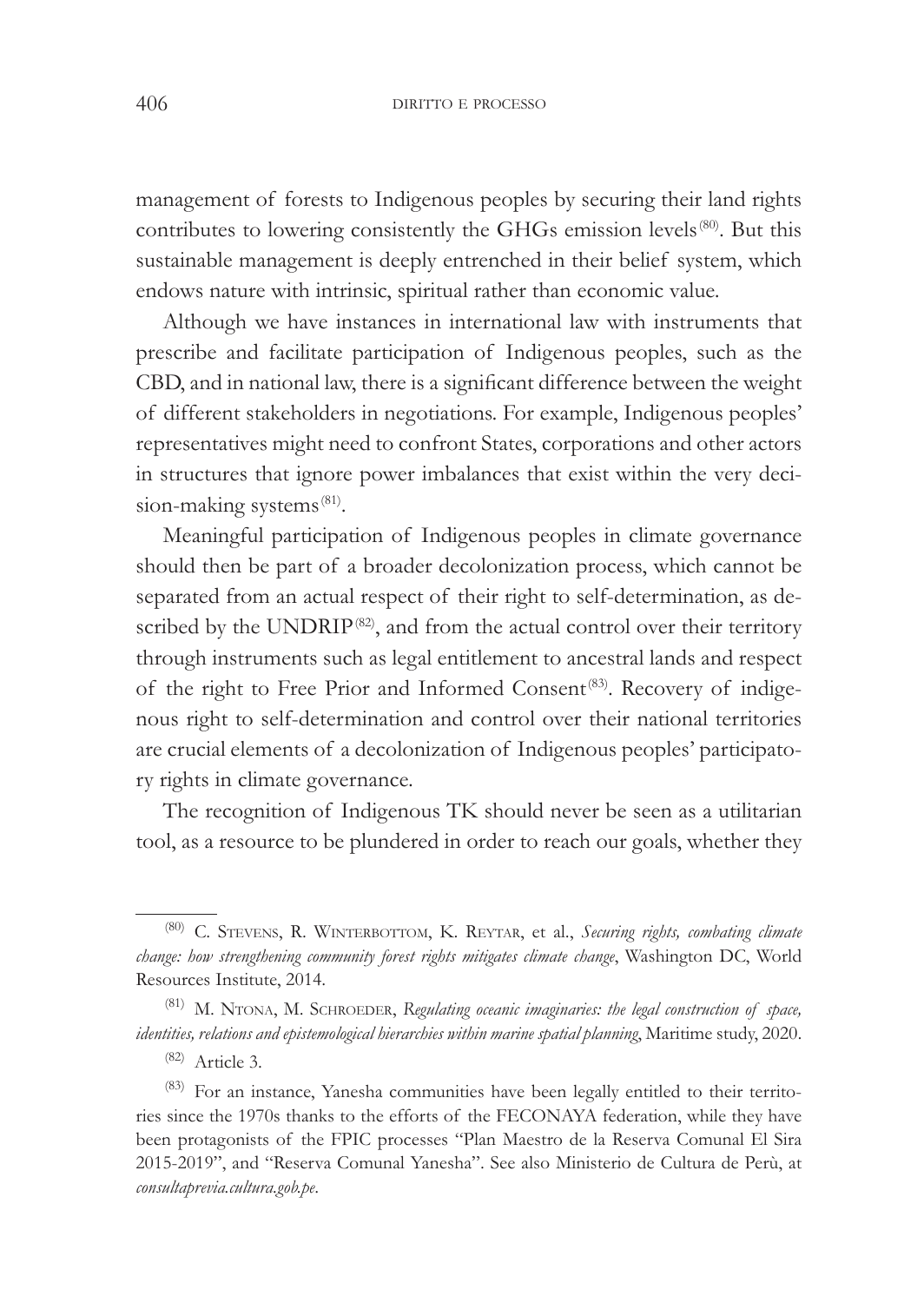management of forests to Indigenous peoples by securing their land rights contributes to lowering consistently the GHGs emission levels[80]. But this sustainable management is deeply entrenched in their belief system, which endows nature with intrinsic, spiritual rather than economic value.

Although we have instances in international law with instruments that prescribe and facilitate participation of Indigenous peoples, such as the CBD, and in national law, there is a significant difference between the weight of different stakeholders in negotiations. For example, Indigenous peoples' representatives might need to confront States, corporations and other actors in structures that ignore power imbalances that exist within the very decision-making systems[81].

Meaningful participation of Indigenous peoples in climate governance should then be part of a broader decolonization process, which cannot be separated from an actual respect of their right to self-determination, as described by the UNDRIP[82], and from the actual control over their territory through instruments such as legal entitlement to ancestral lands and respect of the right to Free Prior and Informed Consent[83]. Recovery of indigenous right to self-determination and control over their national territories are crucial elements of a decolonization of Indigenous peoples' participatory rights in climate governance.

The recognition of Indigenous TK should never be seen as a utilitarian tool, as a resource to be plundered in order to reach our goals, whether they

---

[80] C. Stevens, R. Winterbottom, K. Reytar, et al., *Securing rights, combating climate change: how strengthening community forest rights mitigates climate change*, Washington DC, World Resources Institute, 2014.

[81] M. Ntona, M. Schroeder, *Regulating oceanic imaginaries: the legal construction of space, identities, relations and epistemological hierarchies within marine spatial planning*, Maritime study, 2020.

[82] Article 3.

[83] For an instance, Yanesha communities have been legally entitled to their territories since the 1970s thanks to the efforts of the FECONAYA federation, while they have been protagonists of the FPIC processes "Plan Maestro de la Reserva Comunal El Sira 2015-2019", and "Reserva Comunal Yanesha". See also Ministerio de Cultura de Perù, at *consultaprevia.cultura.gob.pe*.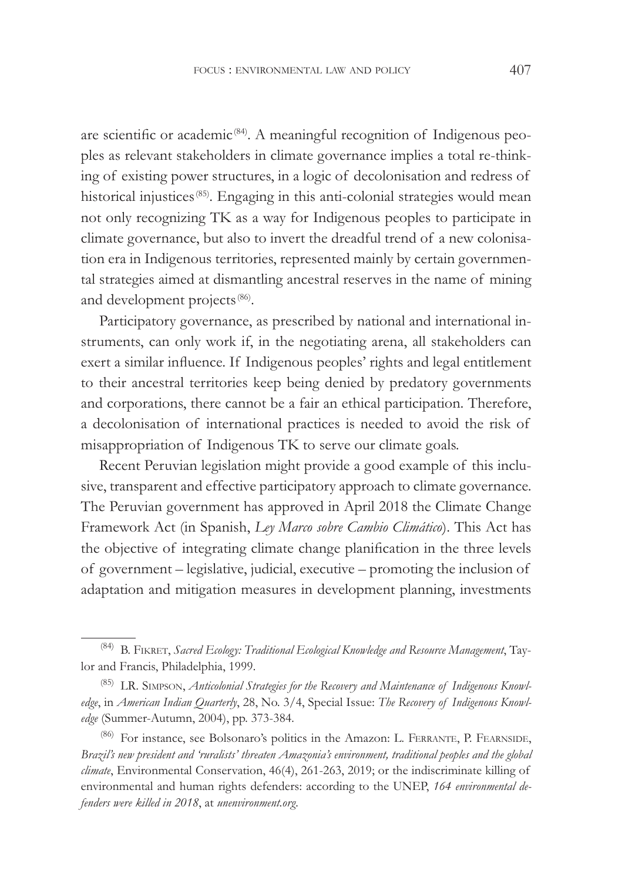are scientific or academic[84]. A meaningful recognition of Indigenous peoples as relevant stakeholders in climate governance implies a total re-thinking of existing power structures, in a logic of decolonisation and redress of historical injustices[85]. Engaging in this anti-colonial strategies would mean not only recognizing TK as a way for Indigenous peoples to participate in climate governance, but also to invert the dreadful trend of a new colonisation era in Indigenous territories, represented mainly by certain governmental strategies aimed at dismantling ancestral reserves in the name of mining and development projects[86].

Participatory governance, as prescribed by national and international instruments, can only work if, in the negotiating arena, all stakeholders can exert a similar influence. If Indigenous peoples' rights and legal entitlement to their ancestral territories keep being denied by predatory governments and corporations, there cannot be a fair an ethical participation. Therefore, a decolonisation of international practices is needed to avoid the risk of misappropriation of Indigenous TK to serve our climate goals.

Recent Peruvian legislation might provide a good example of this inclusive, transparent and effective participatory approach to climate governance. The Peruvian government has approved in April 2018 the Climate Change Framework Act (in Spanish, *Ley Marco sobre Cambio Climático*). This Act has the objective of integrating climate change planification in the three levels of government – legislative, judicial, executive – promoting the inclusion of adaptation and mitigation measures in development planning, investments

---

[84] B. Fikret, *Sacred Ecology: Traditional Ecological Knowledge and Resource Management*, Taylor and Francis, Philadelphia, 1999.

[85] LR. Simpson, *Anticolonial Strategies for the Recovery and Maintenance of Indigenous Knowledge*, in *American Indian Quarterly*, 28, No. 3/4, Special Issue: *The Recovery of Indigenous Knowledge* (Summer-Autumn, 2004), pp. 373-384.

[86] For instance, see Bolsonaro's politics in the Amazon: L. Ferrante, P. Fearnside, *Brazil's new president and 'ruralists' threaten Amazonia's environment, traditional peoples and the global climate*, Environmental Conservation, 46(4), 261-263, 2019; or the indiscriminate killing of environmental and human rights defenders: according to the UNEP, *164 environmental defenders were killed in 2018*, at *unenvironment.org*.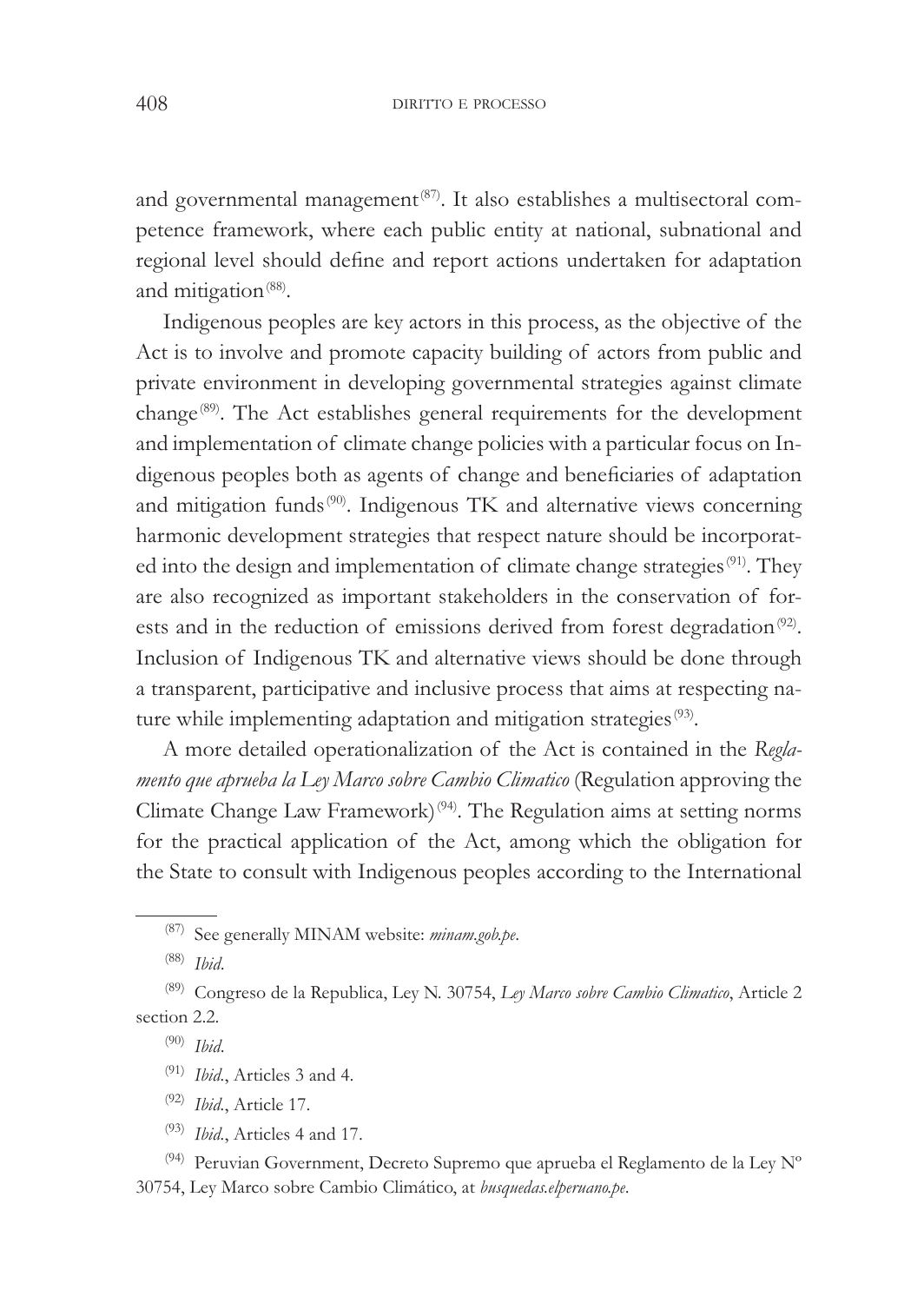and governmental management[87]. It also establishes a multisectoral competence framework, where each public entity at national, subnational and regional level should define and report actions undertaken for adaptation and mitigation[88].

Indigenous peoples are key actors in this process, as the objective of the Act is to involve and promote capacity building of actors from public and private environment in developing governmental strategies against climate change[89]. The Act establishes general requirements for the development and implementation of climate change policies with a particular focus on Indigenous peoples both as agents of change and beneficiaries of adaptation and mitigation funds[90]. Indigenous TK and alternative views concerning harmonic development strategies that respect nature should be incorporated into the design and implementation of climate change strategies[91]. They are also recognized as important stakeholders in the conservation of forests and in the reduction of emissions derived from forest degradation[92]. Inclusion of Indigenous TK and alternative views should be done through a transparent, participative and inclusive process that aims at respecting nature while implementing adaptation and mitigation strategies[93].

A more detailed operationalization of the Act is contained in the *Reglamento que aprueba la Ley Marco sobre Cambio Climatico* (Regulation approving the Climate Change Law Framework)[94]. The Regulation aims at setting norms for the practical application of the Act, among which the obligation for the State to consult with Indigenous peoples according to the International

---

(87) See generally MINAM website: *minam.gob.pe*.

(88) *Ibid*.

(89) Congreso de la Republica, Ley N. 30754, *Ley Marco sobre Cambio Climatico*, Article 2 section 2.2.

(90) *Ibid*.

(91) *Ibid*., Articles 3 and 4.

(92) *Ibid*., Article 17.

(93) *Ibid*., Articles 4 and 17.

(94) Peruvian Government, Decreto Supremo que aprueba el Reglamento de la Ley Nº 30754, Ley Marco sobre Cambio Climático, at *busquedas.elperuano.pe*.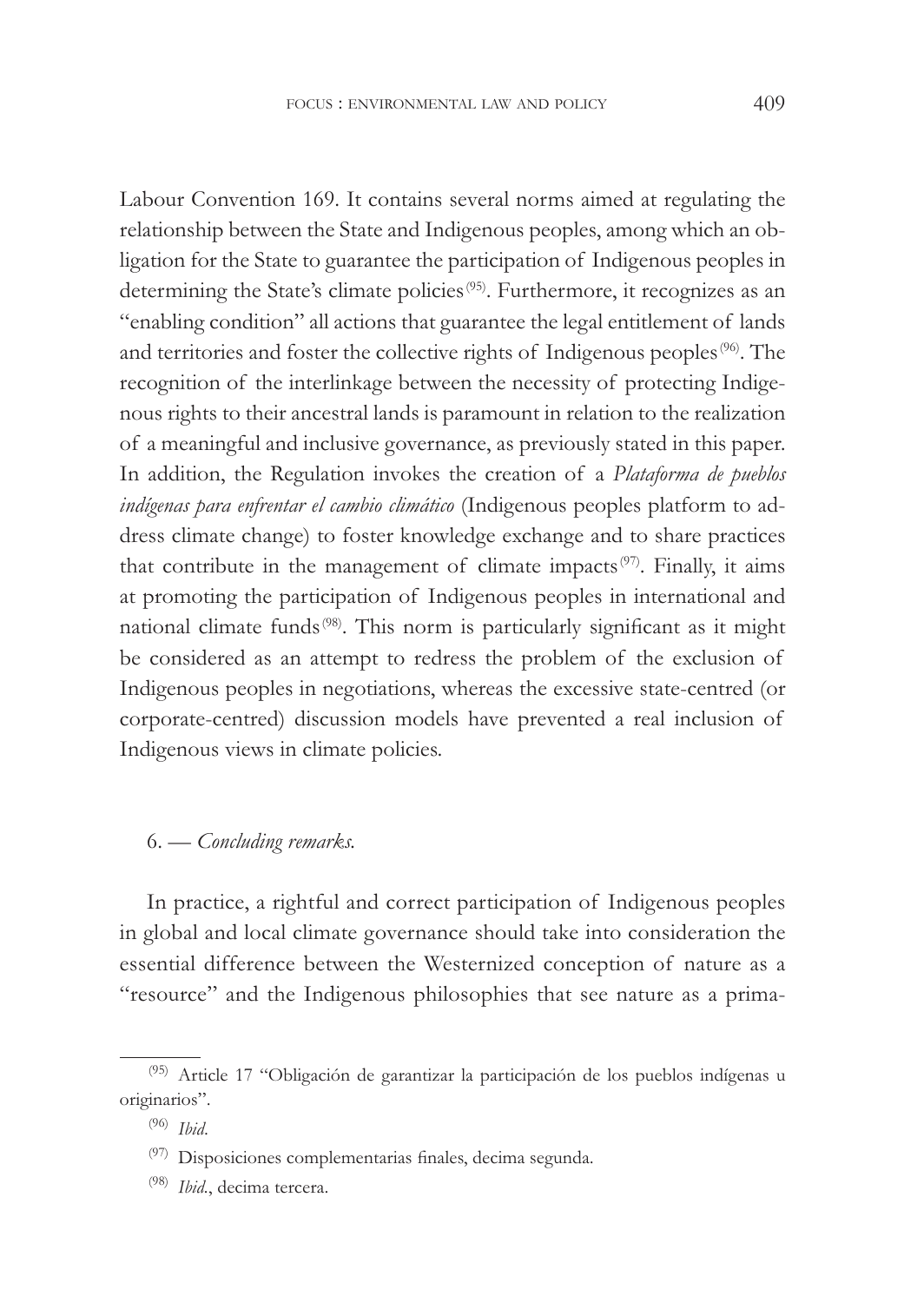Labour Convention 169. It contains several norms aimed at regulating the relationship between the State and Indigenous peoples, among which an obligation for the State to guarantee the participation of Indigenous peoples in determining the State's climate policies [95]. Furthermore, it recognizes as an "enabling condition" all actions that guarantee the legal entitlement of lands and territories and foster the collective rights of Indigenous peoples [96]. The recognition of the interlinkage between the necessity of protecting Indigenous rights to their ancestral lands is paramount in relation to the realization of a meaningful and inclusive governance, as previously stated in this paper. In addition, the Regulation invokes the creation of a *Plataforma de pueblos indígenas para enfrentar el cambio climático* (Indigenous peoples platform to address climate change) to foster knowledge exchange and to share practices that contribute in the management of climate impacts [97]. Finally, it aims at promoting the participation of Indigenous peoples in international and national climate funds [98]. This norm is particularly significant as it might be considered as an attempt to redress the problem of the exclusion of Indigenous peoples in negotiations, whereas the excessive state-centred (or corporate-centred) discussion models have prevented a real inclusion of Indigenous views in climate policies.

## 6. — *Concluding remarks.*

In practice, a rightful and correct participation of Indigenous peoples in global and local climate governance should take into consideration the essential difference between the Westernized conception of nature as a "resource" and the Indigenous philosophies that see nature as a prima-

---

[95] Article 17 "Obligación de garantizar la participación de los pueblos indígenas u originarios".

[96] *Ibid*.

[97] Disposiciones complementarias finales, decima segunda.

[98] *Ibid*., decima tercera.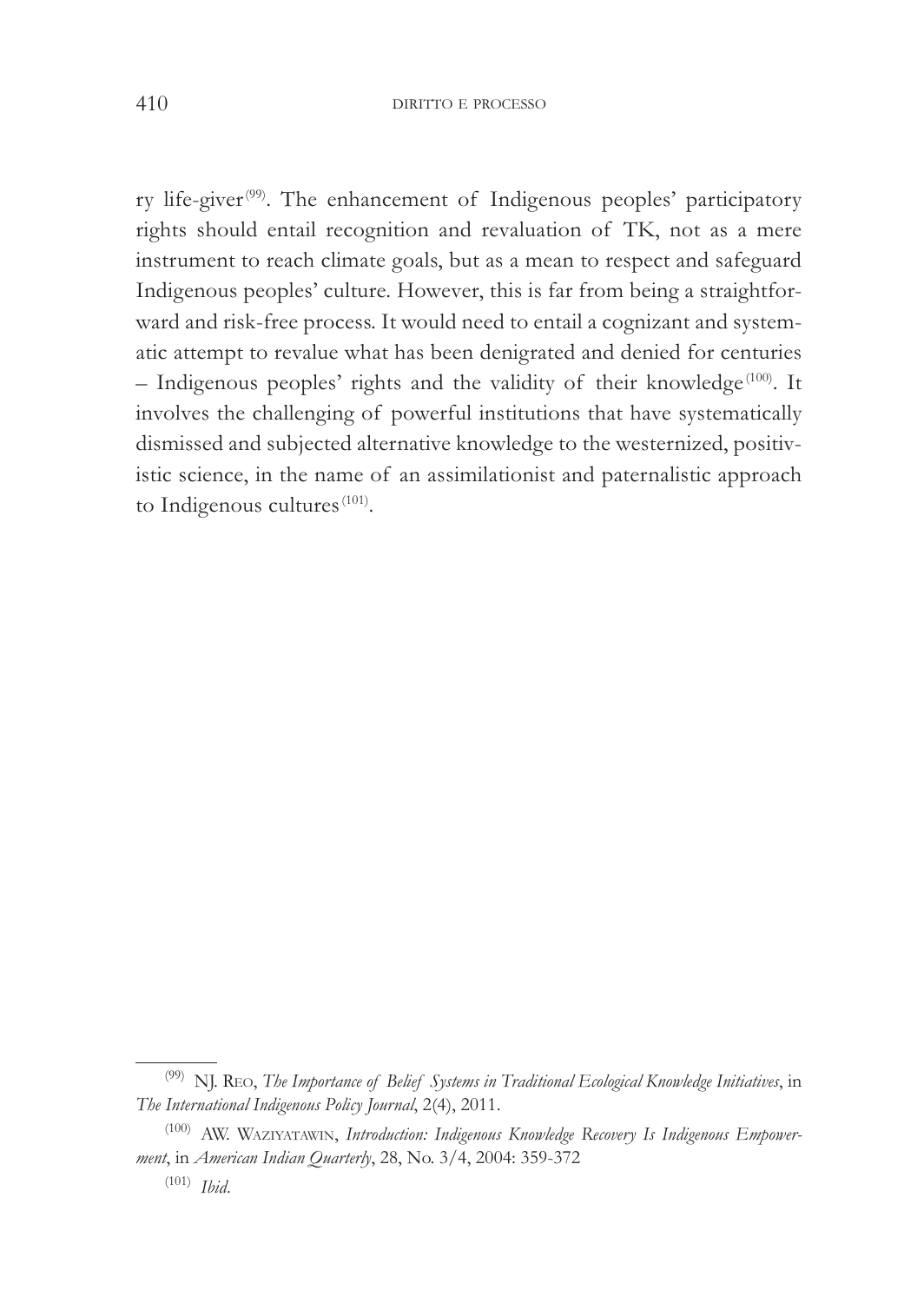ry life-giver[99]. The enhancement of Indigenous peoples' participatory rights should entail recognition and revaluation of TK, not as a mere instrument to reach climate goals, but as a mean to respect and safeguard Indigenous peoples' culture. However, this is far from being a straightforward and risk-free process. It would need to entail a cognizant and systematic attempt to revalue what has been denigrated and denied for centuries – Indigenous peoples' rights and the validity of their knowledge[100]. It involves the challenging of powerful institutions that have systematically dismissed and subjected alternative knowledge to the westernized, positivistic science, in the name of an assimilationist and paternalistic approach to Indigenous cultures[101].

---

[99] NJ. Reo, *The Importance of Belief Systems in Traditional Ecological Knowledge Initiatives*, in *The International Indigenous Policy Journal*, 2(4), 2011.

[100] AW. Waziyatawin, *Introduction: Indigenous Knowledge Recovery Is Indigenous Empowerment*, in *American Indian Quarterly*, 28, No. 3/4, 2004: 359-372

[101] *Ibid*.